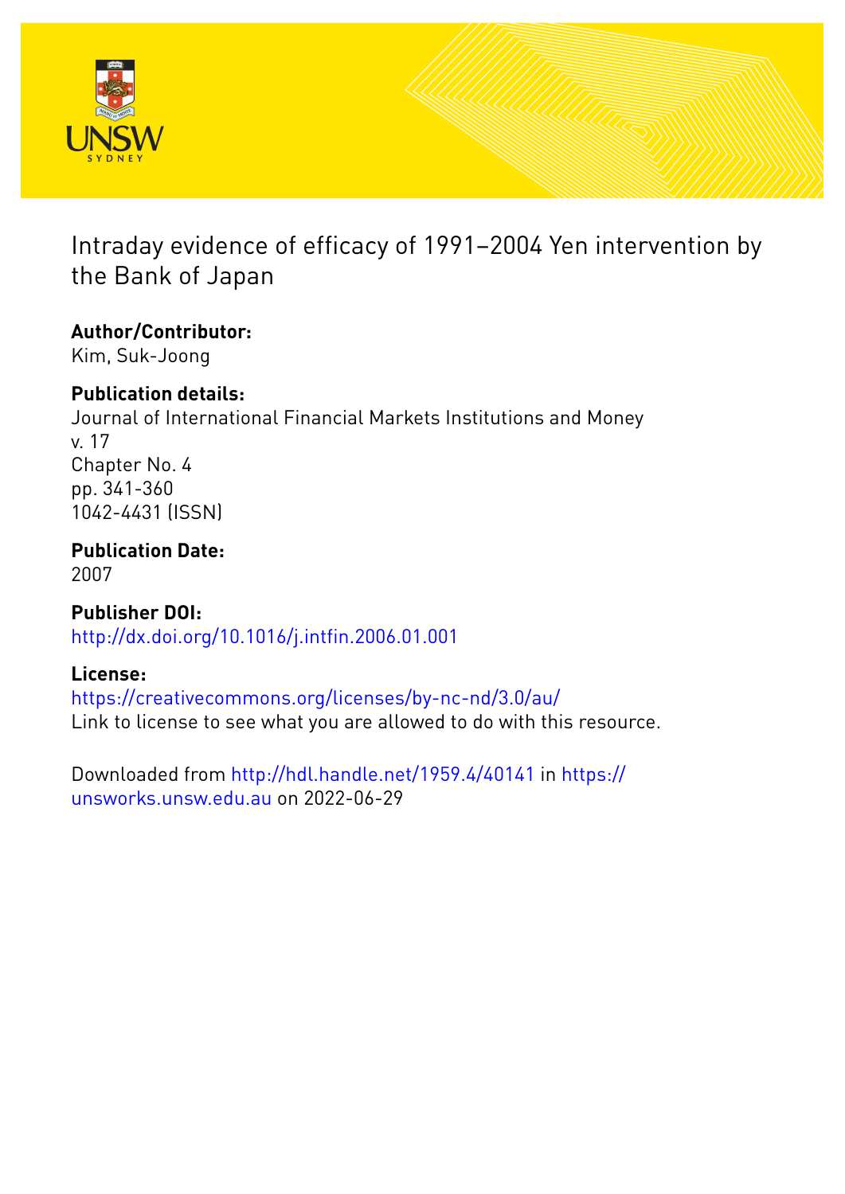# Intraday evidence of efficacy of 1991–2004 Yen intervention by the Bank of Japan

**Author/Contributor:**
Kim, Suk-Joong

**Publication details:**
Journal of International Financial Markets Institutions and Money
v. 17
Chapter No. 4
pp. 341-360
1042-4431 (ISSN)

**Publication Date:**
2007

**Publisher DOI:**
http://dx.doi.org/10.1016/j.intfin.2006.01.001

**License:**
https://creativecommons.org/licenses/by-nc-nd/3.0/au/
Link to license to see what you are allowed to do with this resource.

Downloaded from http://hdl.handle.net/1959.4/40141 in https://unsworks.unsw.edu.au on 2022-06-29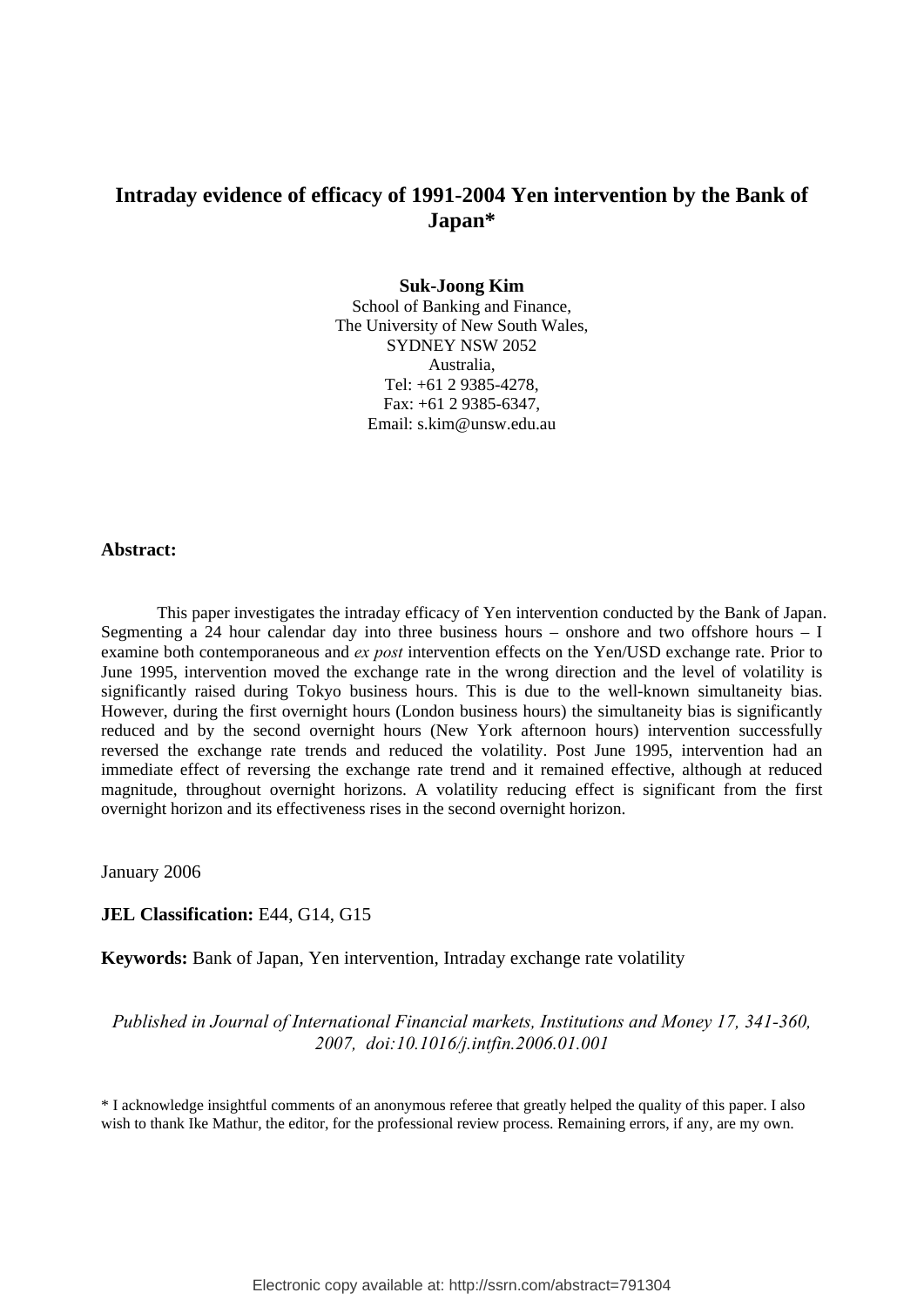# Intraday evidence of efficacy of 1991-2004 Yen intervention by the Bank of Japan*

**Suk-Joong Kim**
School of Banking and Finance,
The University of New South Wales,
SYDNEY NSW 2052
Australia,
Tel: +61 2 9385-4278,
Fax: +61 2 9385-6347,
Email: s.kim@unsw.edu.au

**Abstract:**

This paper investigates the intraday efficacy of Yen intervention conducted by the Bank of Japan. Segmenting a 24 hour calendar day into three business hours – onshore and two offshore hours – I examine both contemporaneous and *ex post* intervention effects on the Yen/USD exchange rate. Prior to June 1995, intervention moved the exchange rate in the wrong direction and the level of volatility is significantly raised during Tokyo business hours. This is due to the well-known simultaneity bias. However, during the first overnight hours (London business hours) the simultaneity bias is significantly reduced and by the second overnight hours (New York afternoon hours) intervention successfully reversed the exchange rate trends and reduced the volatility. Post June 1995, intervention had an immediate effect of reversing the exchange rate trend and it remained effective, although at reduced magnitude, throughout overnight horizons. A volatility reducing effect is significant from the first overnight horizon and its effectiveness rises in the second overnight horizon.

January 2006

**JEL Classification:** E44, G14, G15

**Keywords:** Bank of Japan, Yen intervention, Intraday exchange rate volatility

*Published in Journal of International Financial markets, Institutions and Money 17, 341-360, 2007, doi:10.1016/j.intfin.2006.01.001*

\* I acknowledge insightful comments of an anonymous referee that greatly helped the quality of this paper. I also wish to thank Ike Mathur, the editor, for the professional review process. Remaining errors, if any, are my own.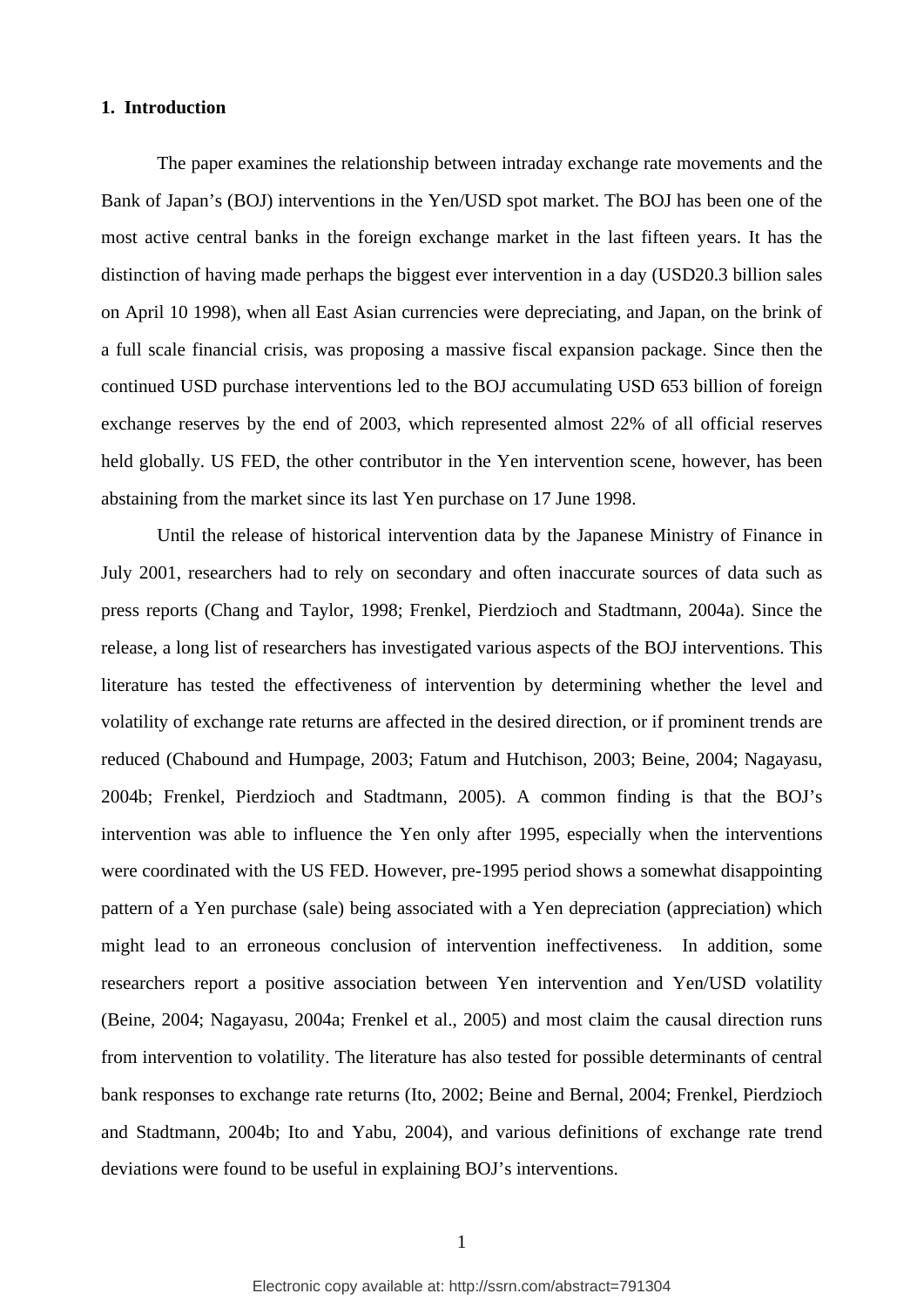## 1. Introduction

The paper examines the relationship between intraday exchange rate movements and the Bank of Japan's (BOJ) interventions in the Yen/USD spot market. The BOJ has been one of the most active central banks in the foreign exchange market in the last fifteen years. It has the distinction of having made perhaps the biggest ever intervention in a day (USD20.3 billion sales on April 10 1998), when all East Asian currencies were depreciating, and Japan, on the brink of a full scale financial crisis, was proposing a massive fiscal expansion package. Since then the continued USD purchase interventions led to the BOJ accumulating USD 653 billion of foreign exchange reserves by the end of 2003, which represented almost 22% of all official reserves held globally. US FED, the other contributor in the Yen intervention scene, however, has been abstaining from the market since its last Yen purchase on 17 June 1998.

Until the release of historical intervention data by the Japanese Ministry of Finance in July 2001, researchers had to rely on secondary and often inaccurate sources of data such as press reports (Chang and Taylor, 1998; Frenkel, Pierdzioch and Stadtmann, 2004a). Since the release, a long list of researchers has investigated various aspects of the BOJ interventions. This literature has tested the effectiveness of intervention by determining whether the level and volatility of exchange rate returns are affected in the desired direction, or if prominent trends are reduced (Chabound and Humpage, 2003; Fatum and Hutchison, 2003; Beine, 2004; Nagayasu, 2004b; Frenkel, Pierdzioch and Stadtmann, 2005). A common finding is that the BOJ's intervention was able to influence the Yen only after 1995, especially when the interventions were coordinated with the US FED. However, pre-1995 period shows a somewhat disappointing pattern of a Yen purchase (sale) being associated with a Yen depreciation (appreciation) which might lead to an erroneous conclusion of intervention ineffectiveness. In addition, some researchers report a positive association between Yen intervention and Yen/USD volatility (Beine, 2004; Nagayasu, 2004a; Frenkel et al., 2005) and most claim the causal direction runs from intervention to volatility. The literature has also tested for possible determinants of central bank responses to exchange rate returns (Ito, 2002; Beine and Bernal, 2004; Frenkel, Pierdzioch and Stadtmann, 2004b; Ito and Yabu, 2004), and various definitions of exchange rate trend deviations were found to be useful in explaining BOJ's interventions.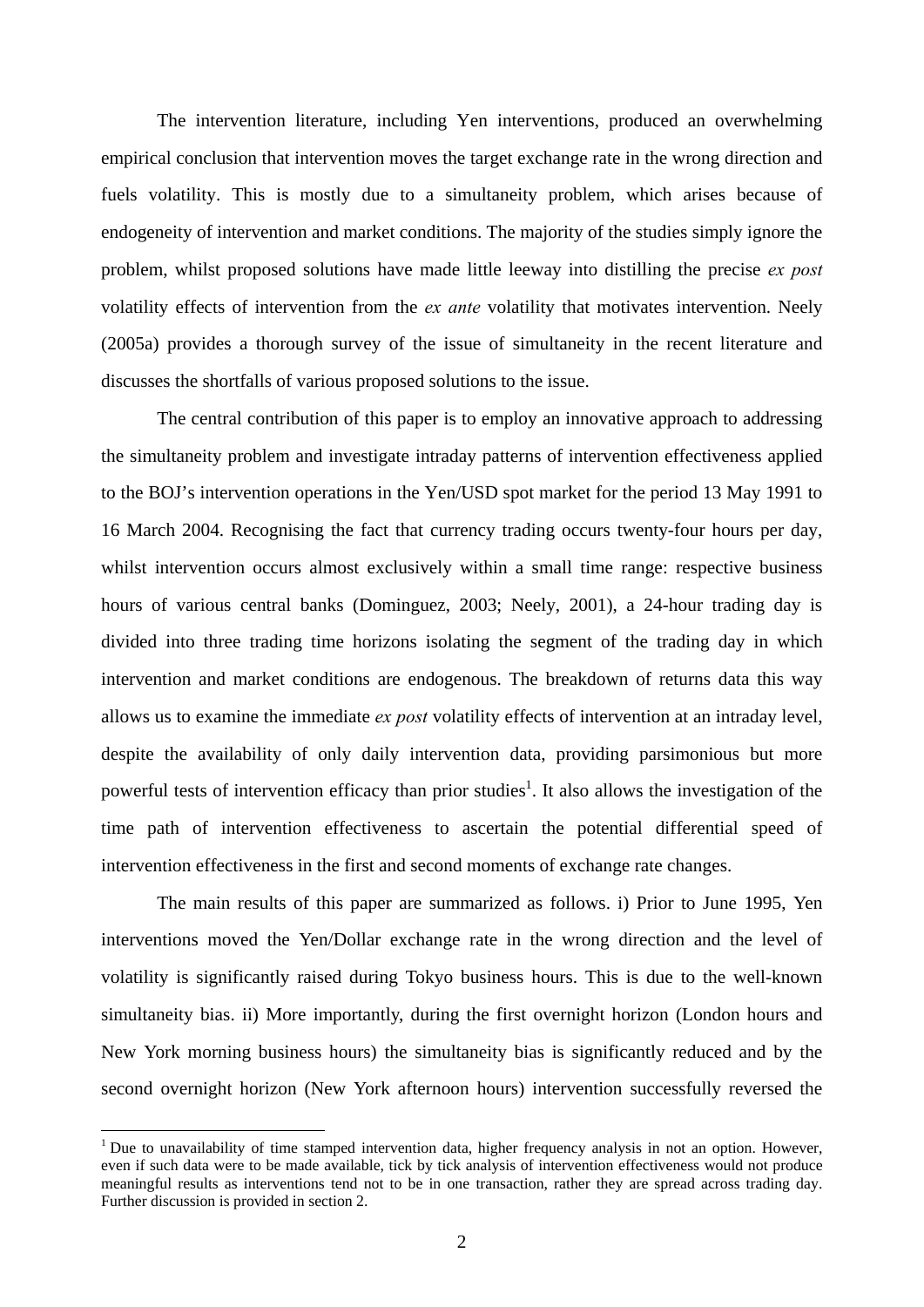The intervention literature, including Yen interventions, produced an overwhelming empirical conclusion that intervention moves the target exchange rate in the wrong direction and fuels volatility. This is mostly due to a simultaneity problem, which arises because of endogeneity of intervention and market conditions. The majority of the studies simply ignore the problem, whilst proposed solutions have made little leeway into distilling the precise *ex post* volatility effects of intervention from the *ex ante* volatility that motivates intervention. Neely (2005a) provides a thorough survey of the issue of simultaneity in the recent literature and discusses the shortfalls of various proposed solutions to the issue.

The central contribution of this paper is to employ an innovative approach to addressing the simultaneity problem and investigate intraday patterns of intervention effectiveness applied to the BOJ's intervention operations in the Yen/USD spot market for the period 13 May 1991 to 16 March 2004. Recognising the fact that currency trading occurs twenty-four hours per day, whilst intervention occurs almost exclusively within a small time range: respective business hours of various central banks (Dominguez, 2003; Neely, 2001), a 24-hour trading day is divided into three trading time horizons isolating the segment of the trading day in which intervention and market conditions are endogenous. The breakdown of returns data this way allows us to examine the immediate *ex post* volatility effects of intervention at an intraday level, despite the availability of only daily intervention data, providing parsimonious but more powerful tests of intervention efficacy than prior studies[1]. It also allows the investigation of the time path of intervention effectiveness to ascertain the potential differential speed of intervention effectiveness in the first and second moments of exchange rate changes.

The main results of this paper are summarized as follows. i) Prior to June 1995, Yen interventions moved the Yen/Dollar exchange rate in the wrong direction and the level of volatility is significantly raised during Tokyo business hours. This is due to the well-known simultaneity bias. ii) More importantly, during the first overnight horizon (London hours and New York morning business hours) the simultaneity bias is significantly reduced and by the second overnight horizon (New York afternoon hours) intervention successfully reversed the

[1] Due to unavailability of time stamped intervention data, higher frequency analysis in not an option. However, even if such data were to be made available, tick by tick analysis of intervention effectiveness would not produce meaningful results as interventions tend not to be in one transaction, rather they are spread across trading day. Further discussion is provided in section 2.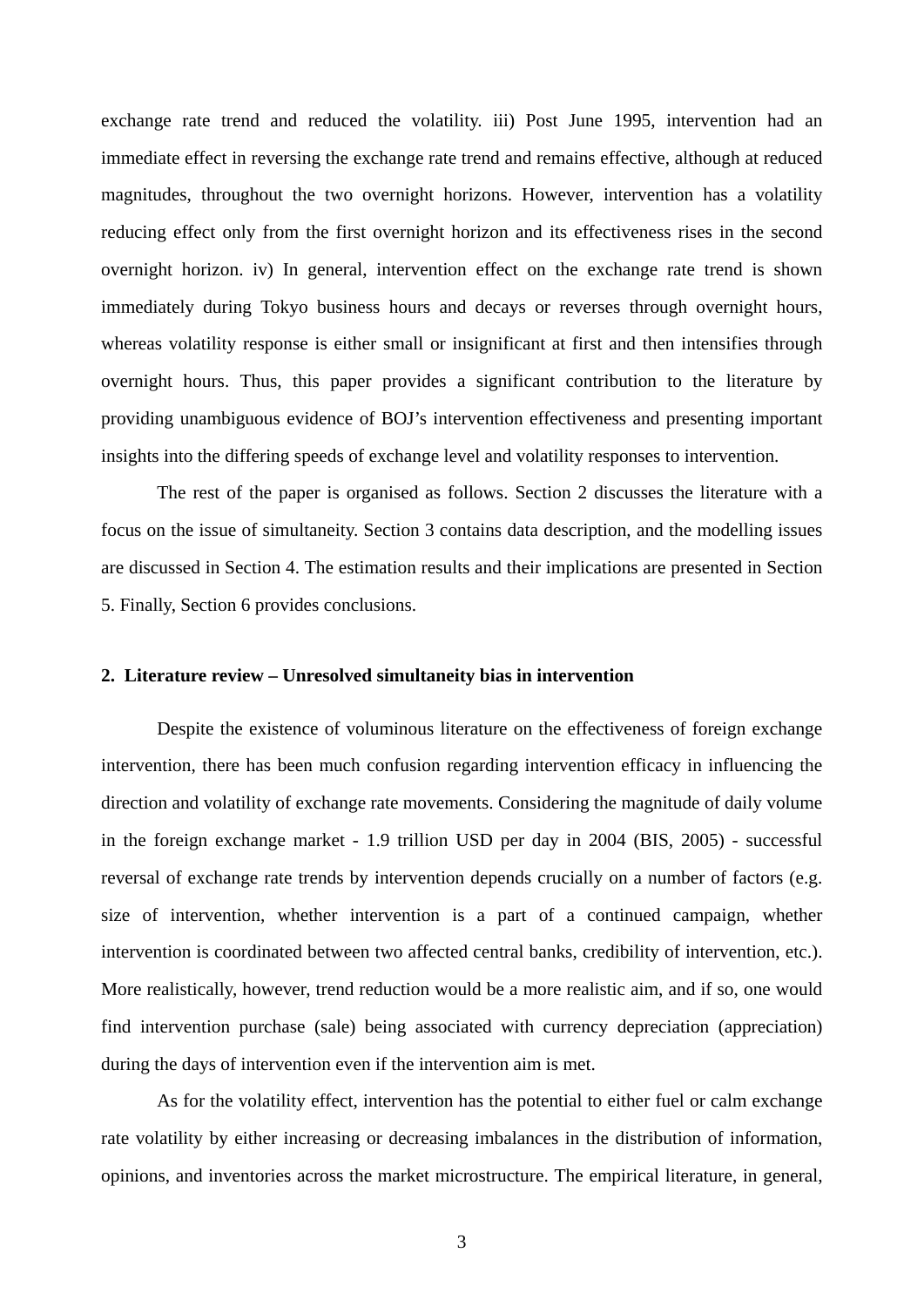exchange rate trend and reduced the volatility. iii) Post June 1995, intervention had an immediate effect in reversing the exchange rate trend and remains effective, although at reduced magnitudes, throughout the two overnight horizons. However, intervention has a volatility reducing effect only from the first overnight horizon and its effectiveness rises in the second overnight horizon. iv) In general, intervention effect on the exchange rate trend is shown immediately during Tokyo business hours and decays or reverses through overnight hours, whereas volatility response is either small or insignificant at first and then intensifies through overnight hours. Thus, this paper provides a significant contribution to the literature by providing unambiguous evidence of BOJ's intervention effectiveness and presenting important insights into the differing speeds of exchange level and volatility responses to intervention.

The rest of the paper is organised as follows. Section 2 discusses the literature with a focus on the issue of simultaneity. Section 3 contains data description, and the modelling issues are discussed in Section 4. The estimation results and their implications are presented in Section 5. Finally, Section 6 provides conclusions.

## 2. Literature review – Unresolved simultaneity bias in intervention

Despite the existence of voluminous literature on the effectiveness of foreign exchange intervention, there has been much confusion regarding intervention efficacy in influencing the direction and volatility of exchange rate movements. Considering the magnitude of daily volume in the foreign exchange market - 1.9 trillion USD per day in 2004 (BIS, 2005) - successful reversal of exchange rate trends by intervention depends crucially on a number of factors (e.g. size of intervention, whether intervention is a part of a continued campaign, whether intervention is coordinated between two affected central banks, credibility of intervention, etc.). More realistically, however, trend reduction would be a more realistic aim, and if so, one would find intervention purchase (sale) being associated with currency depreciation (appreciation) during the days of intervention even if the intervention aim is met.

As for the volatility effect, intervention has the potential to either fuel or calm exchange rate volatility by either increasing or decreasing imbalances in the distribution of information, opinions, and inventories across the market microstructure. The empirical literature, in general,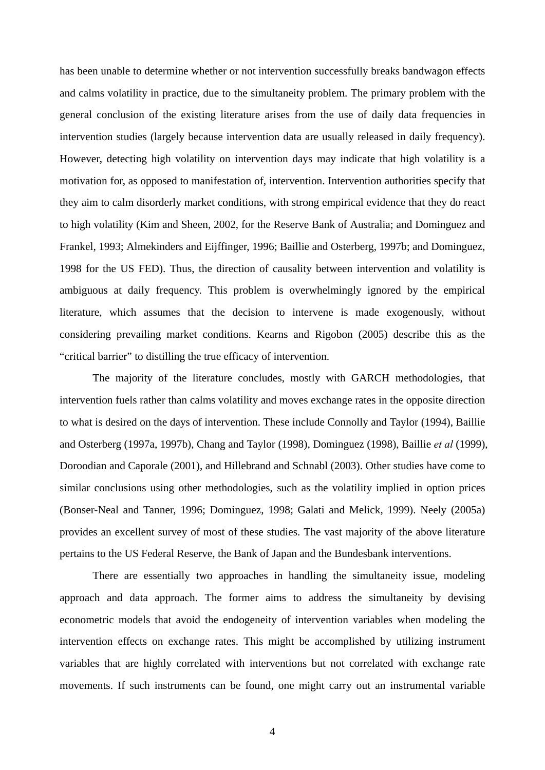has been unable to determine whether or not intervention successfully breaks bandwagon effects and calms volatility in practice, due to the simultaneity problem. The primary problem with the general conclusion of the existing literature arises from the use of daily data frequencies in intervention studies (largely because intervention data are usually released in daily frequency). However, detecting high volatility on intervention days may indicate that high volatility is a motivation for, as opposed to manifestation of, intervention. Intervention authorities specify that they aim to calm disorderly market conditions, with strong empirical evidence that they do react to high volatility (Kim and Sheen, 2002, for the Reserve Bank of Australia; and Dominguez and Frankel, 1993; Almekinders and Eijffinger, 1996; Baillie and Osterberg, 1997b; and Dominguez, 1998 for the US FED). Thus, the direction of causality between intervention and volatility is ambiguous at daily frequency. This problem is overwhelmingly ignored by the empirical literature, which assumes that the decision to intervene is made exogenously, without considering prevailing market conditions. Kearns and Rigobon (2005) describe this as the "critical barrier" to distilling the true efficacy of intervention.

The majority of the literature concludes, mostly with GARCH methodologies, that intervention fuels rather than calms volatility and moves exchange rates in the opposite direction to what is desired on the days of intervention. These include Connolly and Taylor (1994), Baillie and Osterberg (1997a, 1997b), Chang and Taylor (1998), Dominguez (1998), Baillie *et al* (1999), Doroodian and Caporale (2001), and Hillebrand and Schnabl (2003). Other studies have come to similar conclusions using other methodologies, such as the volatility implied in option prices (Bonser-Neal and Tanner, 1996; Dominguez, 1998; Galati and Melick, 1999). Neely (2005a) provides an excellent survey of most of these studies. The vast majority of the above literature pertains to the US Federal Reserve, the Bank of Japan and the Bundesbank interventions.

There are essentially two approaches in handling the simultaneity issue, modeling approach and data approach. The former aims to address the simultaneity by devising econometric models that avoid the endogeneity of intervention variables when modeling the intervention effects on exchange rates. This might be accomplished by utilizing instrument variables that are highly correlated with interventions but not correlated with exchange rate movements. If such instruments can be found, one might carry out an instrumental variable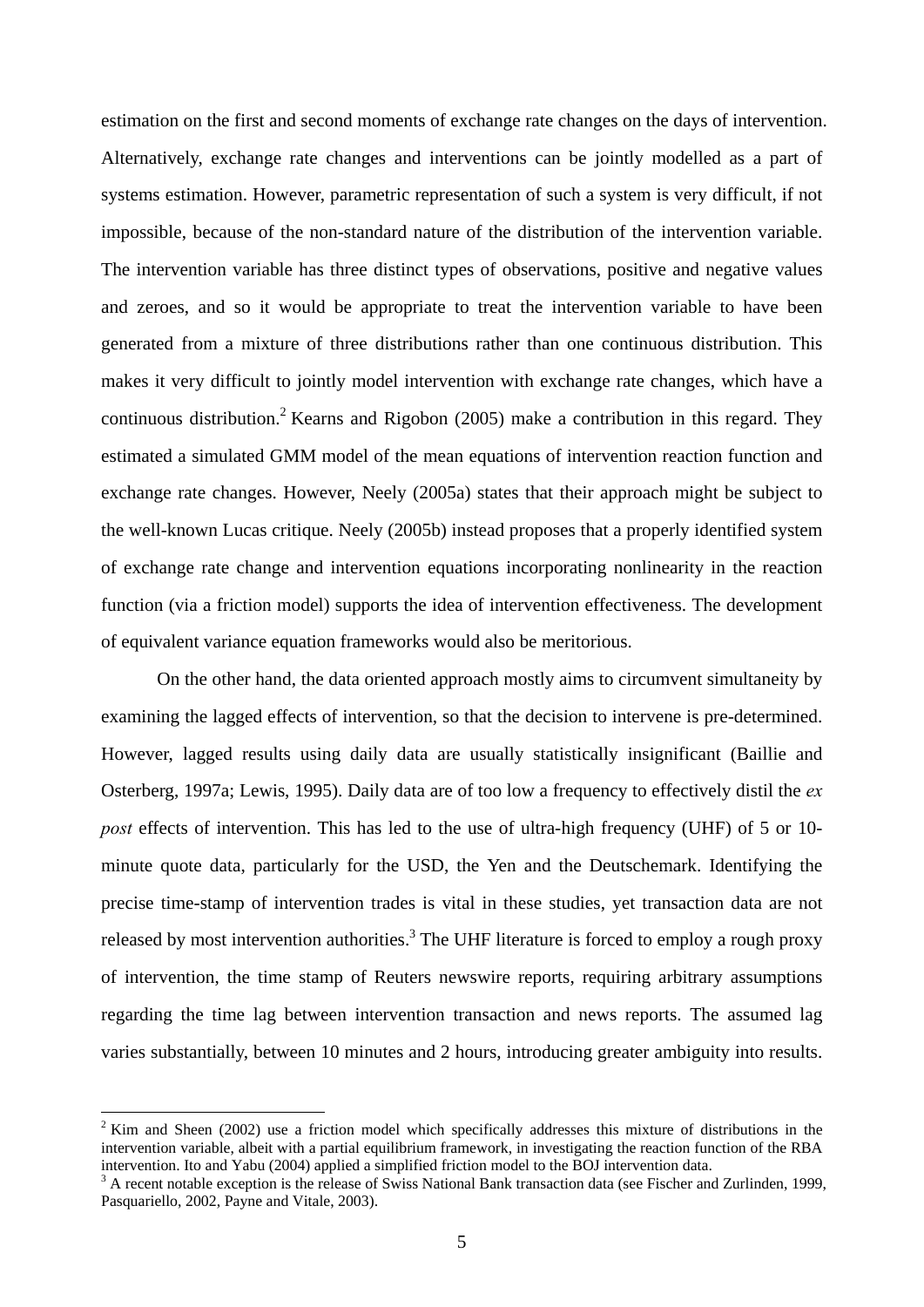estimation on the first and second moments of exchange rate changes on the days of intervention. Alternatively, exchange rate changes and interventions can be jointly modelled as a part of systems estimation. However, parametric representation of such a system is very difficult, if not impossible, because of the non-standard nature of the distribution of the intervention variable. The intervention variable has three distinct types of observations, positive and negative values and zeroes, and so it would be appropriate to treat the intervention variable to have been generated from a mixture of three distributions rather than one continuous distribution. This makes it very difficult to jointly model intervention with exchange rate changes, which have a continuous distribution.[2] Kearns and Rigobon (2005) make a contribution in this regard. They estimated a simulated GMM model of the mean equations of intervention reaction function and exchange rate changes. However, Neely (2005a) states that their approach might be subject to the well-known Lucas critique. Neely (2005b) instead proposes that a properly identified system of exchange rate change and intervention equations incorporating nonlinearity in the reaction function (via a friction model) supports the idea of intervention effectiveness. The development of equivalent variance equation frameworks would also be meritorious.

On the other hand, the data oriented approach mostly aims to circumvent simultaneity by examining the lagged effects of intervention, so that the decision to intervene is pre-determined. However, lagged results using daily data are usually statistically insignificant (Baillie and Osterberg, 1997a; Lewis, 1995). Daily data are of too low a frequency to effectively distil the *ex post* effects of intervention. This has led to the use of ultra-high frequency (UHF) of 5 or 10-minute quote data, particularly for the USD, the Yen and the Deutschemark. Identifying the precise time-stamp of intervention trades is vital in these studies, yet transaction data are not released by most intervention authorities.[3] The UHF literature is forced to employ a rough proxy of intervention, the time stamp of Reuters newswire reports, requiring arbitrary assumptions regarding the time lag between intervention transaction and news reports. The assumed lag varies substantially, between 10 minutes and 2 hours, introducing greater ambiguity into results.

---

[2] Kim and Sheen (2002) use a friction model which specifically addresses this mixture of distributions in the intervention variable, albeit with a partial equilibrium framework, in investigating the reaction function of the RBA intervention. Ito and Yabu (2004) applied a simplified friction model to the BOJ intervention data.

[3] A recent notable exception is the release of Swiss National Bank transaction data (see Fischer and Zurlinden, 1999, Pasquariello, 2002, Payne and Vitale, 2003).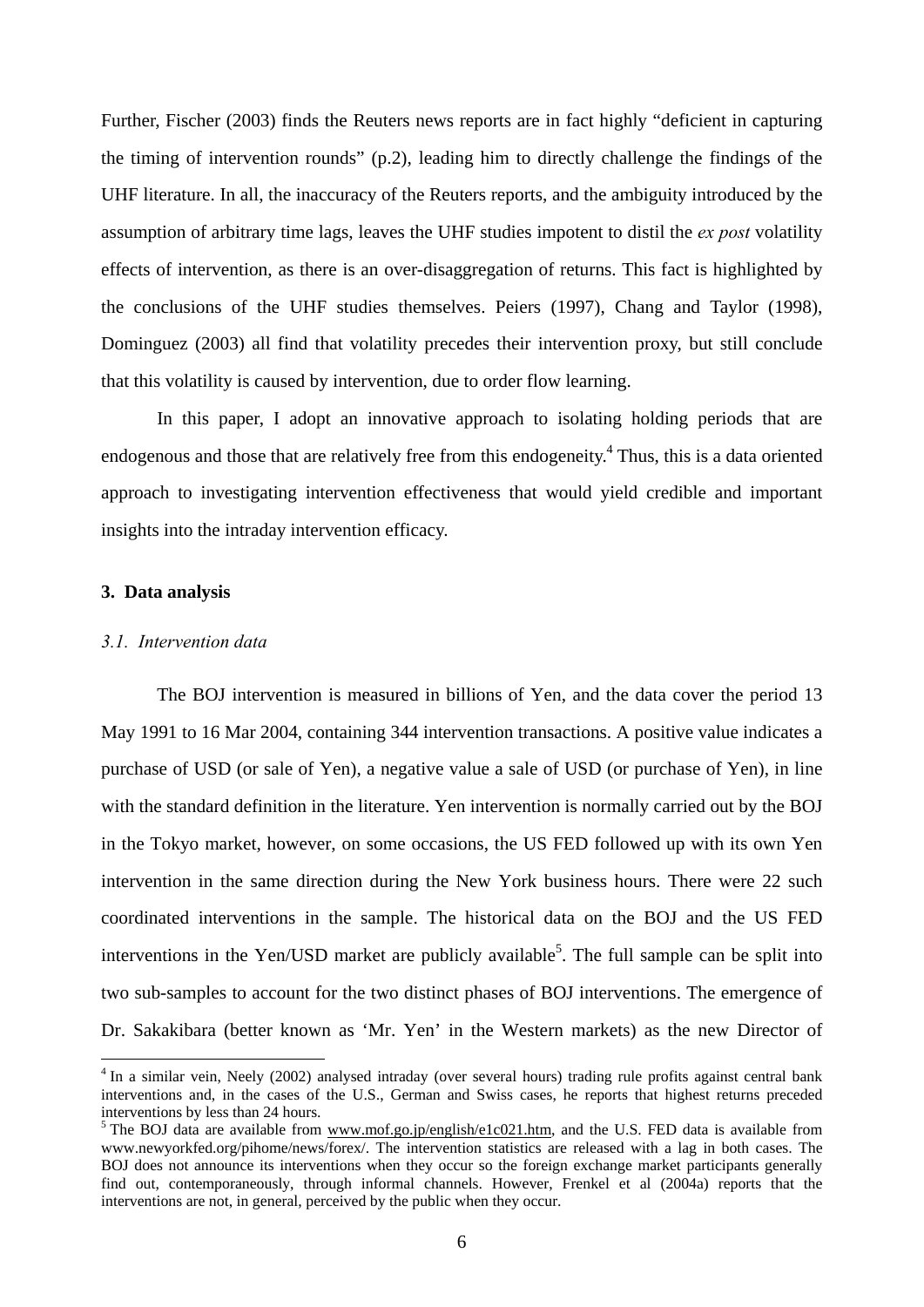Further, Fischer (2003) finds the Reuters news reports are in fact highly "deficient in capturing the timing of intervention rounds" (p.2), leading him to directly challenge the findings of the UHF literature. In all, the inaccuracy of the Reuters reports, and the ambiguity introduced by the assumption of arbitrary time lags, leaves the UHF studies impotent to distil the *ex post* volatility effects of intervention, as there is an over-disaggregation of returns. This fact is highlighted by the conclusions of the UHF studies themselves. Peiers (1997), Chang and Taylor (1998), Dominguez (2003) all find that volatility precedes their intervention proxy, but still conclude that this volatility is caused by intervention, due to order flow learning.

In this paper, I adopt an innovative approach to isolating holding periods that are endogenous and those that are relatively free from this endogeneity.[4] Thus, this is a data oriented approach to investigating intervention effectiveness that would yield credible and important insights into the intraday intervention efficacy.

## 3. Data analysis

### *3.1. Intervention data*

The BOJ intervention is measured in billions of Yen, and the data cover the period 13 May 1991 to 16 Mar 2004, containing 344 intervention transactions. A positive value indicates a purchase of USD (or sale of Yen), a negative value a sale of USD (or purchase of Yen), in line with the standard definition in the literature. Yen intervention is normally carried out by the BOJ in the Tokyo market, however, on some occasions, the US FED followed up with its own Yen intervention in the same direction during the New York business hours. There were 22 such coordinated interventions in the sample. The historical data on the BOJ and the US FED interventions in the Yen/USD market are publicly available[5]. The full sample can be split into two sub-samples to account for the two distinct phases of BOJ interventions. The emergence of Dr. Sakakibara (better known as 'Mr. Yen' in the Western markets) as the new Director of

---

[4] In a similar vein, Neely (2002) analysed intraday (over several hours) trading rule profits against central bank interventions and, in the cases of the U.S., German and Swiss cases, he reports that highest returns preceded interventions by less than 24 hours.

[5] The BOJ data are available from www.mof.go.jp/english/e1c021.htm, and the U.S. FED data is available from www.newyorkfed.org/pihome/news/forex/. The intervention statistics are released with a lag in both cases. The BOJ does not announce its interventions when they occur so the foreign exchange market participants generally find out, contemporaneously, through informal channels. However, Frenkel et al (2004a) reports that the interventions are not, in general, perceived by the public when they occur.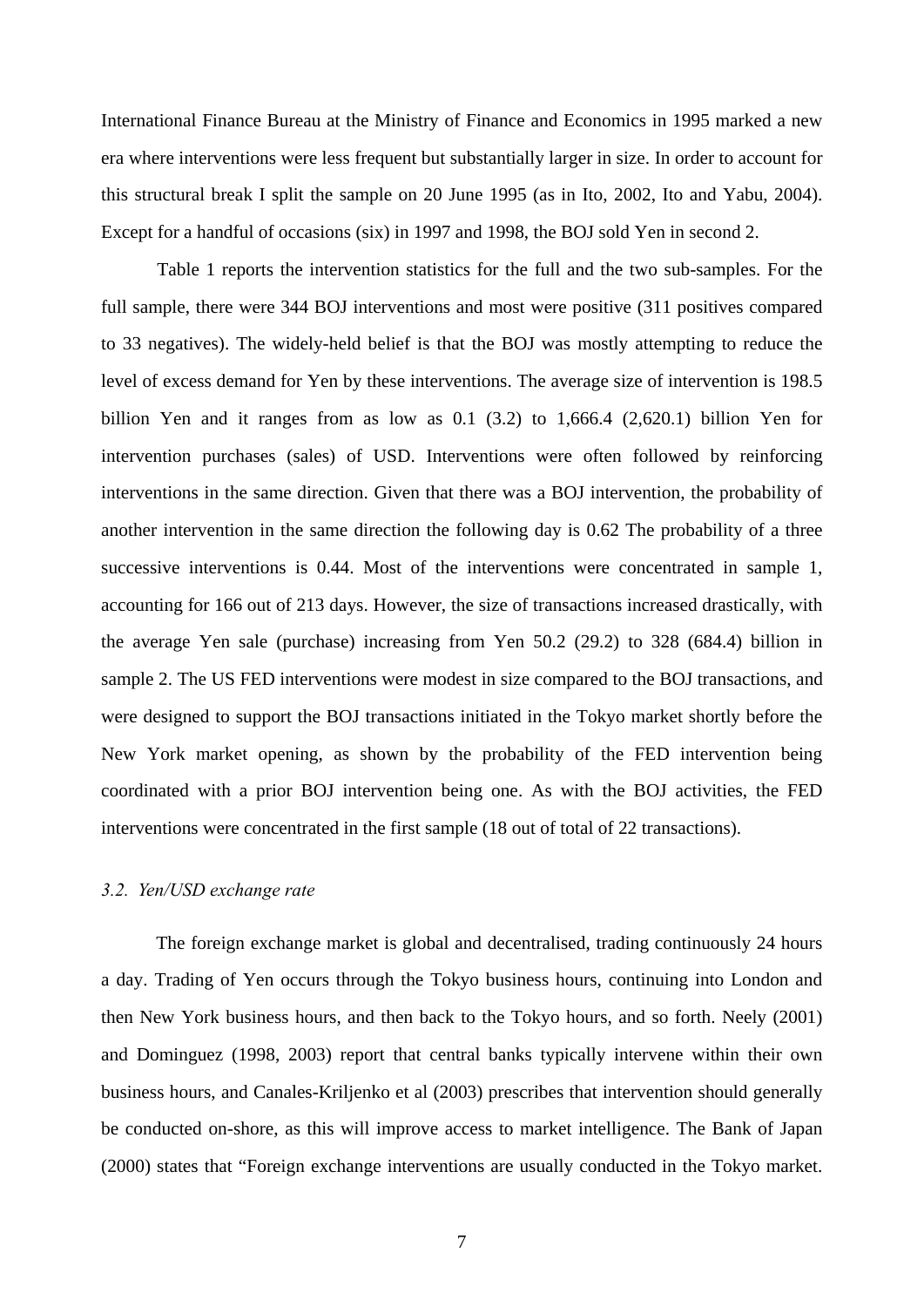International Finance Bureau at the Ministry of Finance and Economics in 1995 marked a new era where interventions were less frequent but substantially larger in size. In order to account for this structural break I split the sample on 20 June 1995 (as in Ito, 2002, Ito and Yabu, 2004). Except for a handful of occasions (six) in 1997 and 1998, the BOJ sold Yen in second 2.

Table 1 reports the intervention statistics for the full and the two sub-samples. For the full sample, there were 344 BOJ interventions and most were positive (311 positives compared to 33 negatives). The widely-held belief is that the BOJ was mostly attempting to reduce the level of excess demand for Yen by these interventions. The average size of intervention is 198.5 billion Yen and it ranges from as low as 0.1 (3.2) to 1,666.4 (2,620.1) billion Yen for intervention purchases (sales) of USD. Interventions were often followed by reinforcing interventions in the same direction. Given that there was a BOJ intervention, the probability of another intervention in the same direction the following day is 0.62 The probability of a three successive interventions is 0.44. Most of the interventions were concentrated in sample 1, accounting for 166 out of 213 days. However, the size of transactions increased drastically, with the average Yen sale (purchase) increasing from Yen 50.2 (29.2) to 328 (684.4) billion in sample 2. The US FED interventions were modest in size compared to the BOJ transactions, and were designed to support the BOJ transactions initiated in the Tokyo market shortly before the New York market opening, as shown by the probability of the FED intervention being coordinated with a prior BOJ intervention being one. As with the BOJ activities, the FED interventions were concentrated in the first sample (18 out of total of 22 transactions).

### *3.2. Yen/USD exchange rate*

The foreign exchange market is global and decentralised, trading continuously 24 hours a day. Trading of Yen occurs through the Tokyo business hours, continuing into London and then New York business hours, and then back to the Tokyo hours, and so forth. Neely (2001) and Dominguez (1998, 2003) report that central banks typically intervene within their own business hours, and Canales-Kriljenko et al (2003) prescribes that intervention should generally be conducted on-shore, as this will improve access to market intelligence. The Bank of Japan (2000) states that "Foreign exchange interventions are usually conducted in the Tokyo market.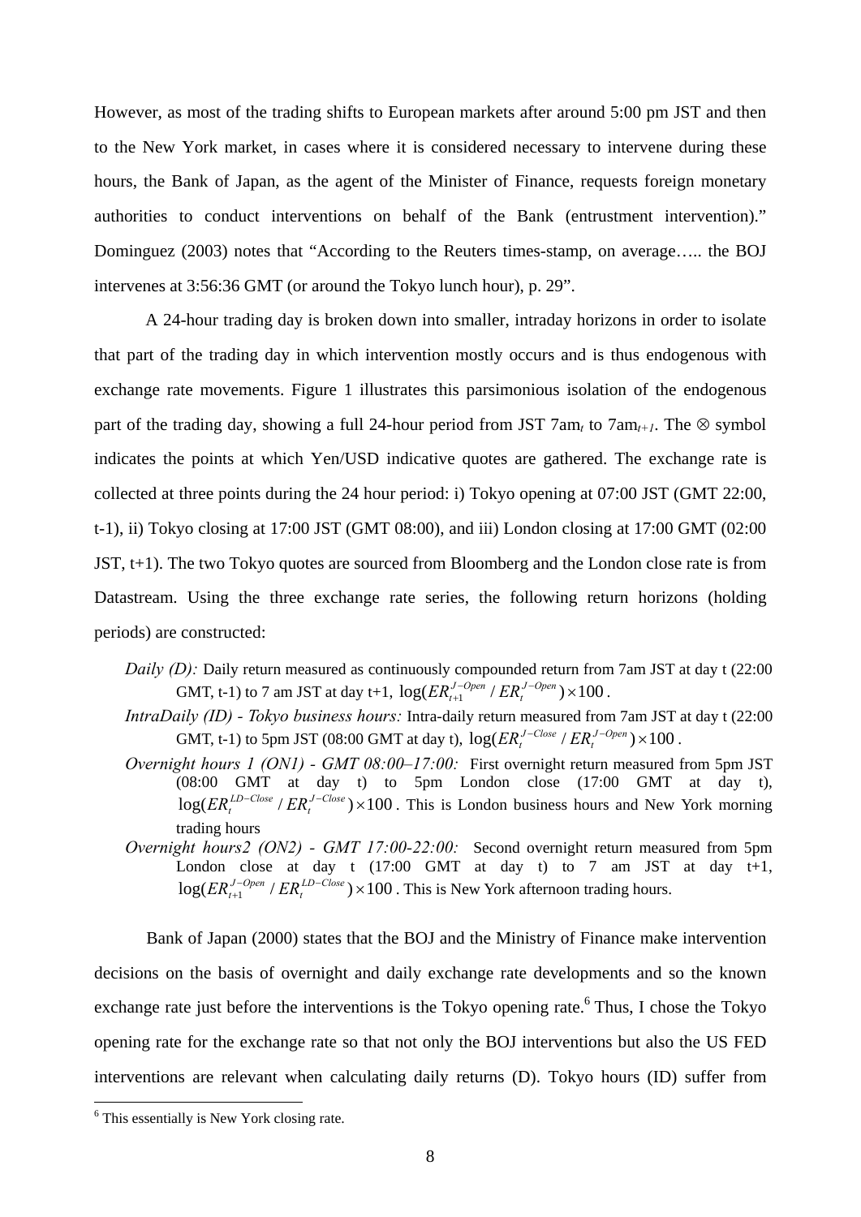However, as most of the trading shifts to European markets after around 5:00 pm JST and then to the New York market, in cases where it is considered necessary to intervene during these hours, the Bank of Japan, as the agent of the Minister of Finance, requests foreign monetary authorities to conduct interventions on behalf of the Bank (entrustment intervention)." Dominguez (2003) notes that "According to the Reuters times-stamp, on average….. the BOJ intervenes at 3:56:36 GMT (or around the Tokyo lunch hour), p. 29".

A 24-hour trading day is broken down into smaller, intraday horizons in order to isolate that part of the trading day in which intervention mostly occurs and is thus endogenous with exchange rate movements. Figure 1 illustrates this parsimonious isolation of the endogenous part of the trading day, showing a full 24-hour period from JST 7am$_t$ to 7am$_{t+1}$. The ⊗ symbol indicates the points at which Yen/USD indicative quotes are gathered. The exchange rate is collected at three points during the 24 hour period: i) Tokyo opening at 07:00 JST (GMT 22:00, t-1), ii) Tokyo closing at 17:00 JST (GMT 08:00), and iii) London closing at 17:00 GMT (02:00 JST, t+1). The two Tokyo quotes are sourced from Bloomberg and the London close rate is from Datastream. Using the three exchange rate series, the following return horizons (holding periods) are constructed:

- *Daily (D):* Daily return measured as continuously compounded return from 7am JST at day t (22:00 GMT, t-1) to 7 am JST at day t+1, $\log(ER_{t+1}^{J-Open} / ER_t^{J-Open}) \times 100$.
- *IntraDaily (ID) - Tokyo business hours:* Intra-daily return measured from 7am JST at day t (22:00 GMT, t-1) to 5pm JST (08:00 GMT at day t), $\log(ER_t^{J-Close} / ER_t^{J-Open}) \times 100$.
- *Overnight hours 1 (ON1) - GMT 08:00–17:00:* First overnight return measured from 5pm JST (08:00 GMT at day t) to 5pm London close (17:00 GMT at day t), $\log(ER_t^{LD-Close} / ER_t^{J-Close}) \times 100$. This is London business hours and New York morning trading hours
- *Overnight hours2 (ON2) - GMT 17:00-22:00:* Second overnight return measured from 5pm London close at day t (17:00 GMT at day t) to 7 am JST at day t+1, $\log(ER_{t+1}^{J-Open} / ER_t^{LD-Close}) \times 100$. This is New York afternoon trading hours.

Bank of Japan (2000) states that the BOJ and the Ministry of Finance make intervention decisions on the basis of overnight and daily exchange rate developments and so the known exchange rate just before the interventions is the Tokyo opening rate.[6] Thus, I chose the Tokyo opening rate for the exchange rate so that not only the BOJ interventions but also the US FED interventions are relevant when calculating daily returns (D). Tokyo hours (ID) suffer from

[6] This essentially is New York closing rate.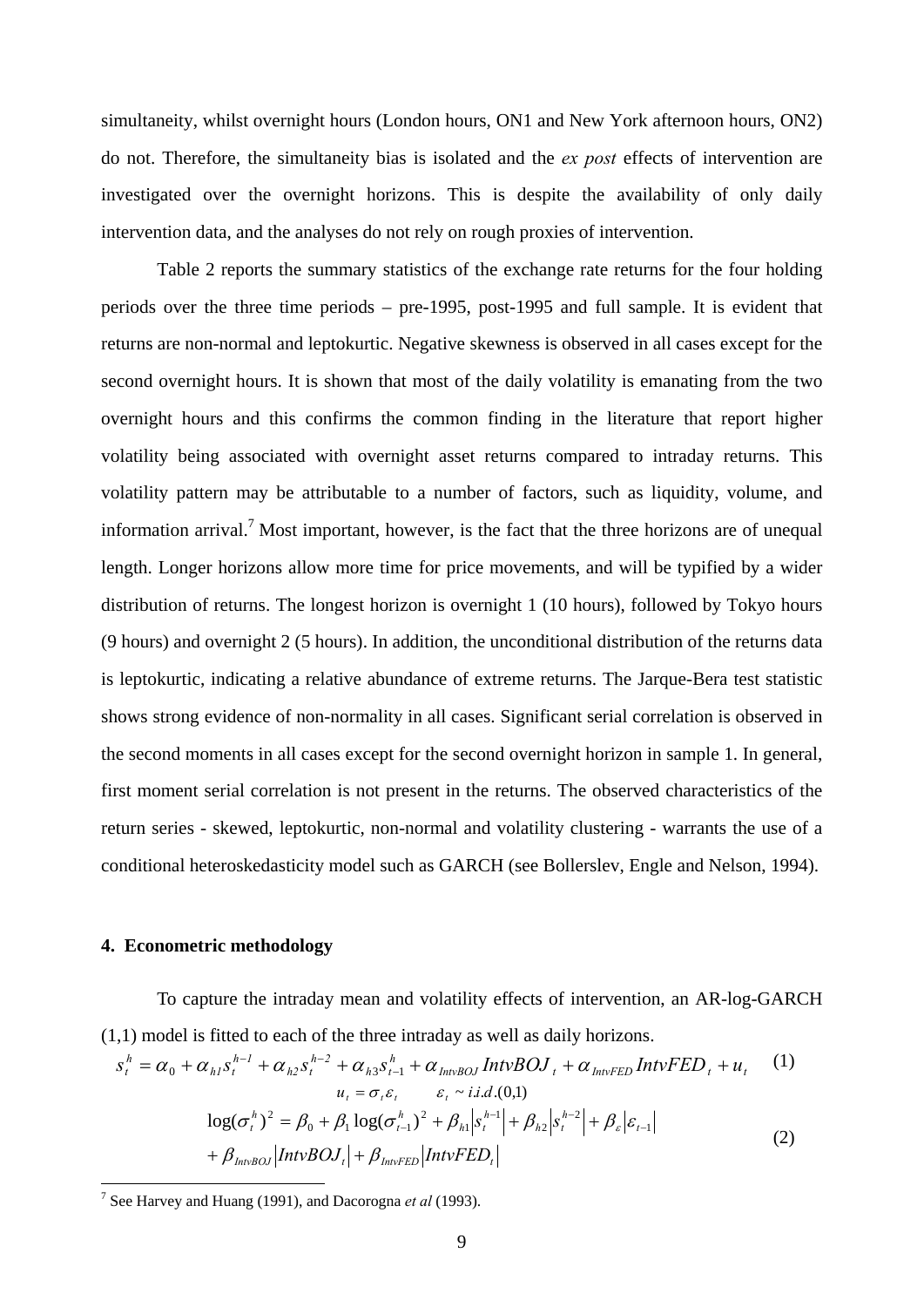simultaneity, whilst overnight hours (London hours, ON1 and New York afternoon hours, ON2) do not. Therefore, the simultaneity bias is isolated and the *ex post* effects of intervention are investigated over the overnight horizons. This is despite the availability of only daily intervention data, and the analyses do not rely on rough proxies of intervention.

Table 2 reports the summary statistics of the exchange rate returns for the four holding periods over the three time periods – pre-1995, post-1995 and full sample. It is evident that returns are non-normal and leptokurtic. Negative skewness is observed in all cases except for the second overnight hours. It is shown that most of the daily volatility is emanating from the two overnight hours and this confirms the common finding in the literature that report higher volatility being associated with overnight asset returns compared to intraday returns. This volatility pattern may be attributable to a number of factors, such as liquidity, volume, and information arrival.[7] Most important, however, is the fact that the three horizons are of unequal length. Longer horizons allow more time for price movements, and will be typified by a wider distribution of returns. The longest horizon is overnight 1 (10 hours), followed by Tokyo hours (9 hours) and overnight 2 (5 hours). In addition, the unconditional distribution of the returns data is leptokurtic, indicating a relative abundance of extreme returns. The Jarque-Bera test statistic shows strong evidence of non-normality in all cases. Significant serial correlation is observed in the second moments in all cases except for the second overnight horizon in sample 1. In general, first moment serial correlation is not present in the returns. The observed characteristics of the return series - skewed, leptokurtic, non-normal and volatility clustering - warrants the use of a conditional heteroskedasticity model such as GARCH (see Bollerslev, Engle and Nelson, 1994).

## 4. Econometric methodology

To capture the intraday mean and volatility effects of intervention, an AR-log-GARCH (1,1) model is fitted to each of the three intraday as well as daily horizons.

$$s_t^h = \alpha_0 + \alpha_{h1} s_t^{h-1} + \alpha_{h2} s_t^{h-2} + \alpha_{h3} s_{t-1}^h + \alpha_{IntvBOJ} IntvBOJ_t + \alpha_{IntvFED} IntvFED_t + u_t \quad (1)$$

$$u_t = \sigma_t \varepsilon_t \qquad \varepsilon_t \sim i.i.d.(0,1)$$

$$\log(\sigma_t^h)^2 = \beta_0 + \beta_1 \log(\sigma_{t-1}^h)^2 + \beta_{h1} \left| s_t^{h-1} \right| + \beta_{h2} \left| s_t^{h-2} \right| + \beta_\varepsilon \left| \varepsilon_{t-1} \right| + \beta_{IntvBOJ} \left| IntvBOJ_t \right| + \beta_{IntvFED} \left| IntvFED_t \right| \quad (2)$$

[7] See Harvey and Huang (1991), and Dacorogna *et al* (1993).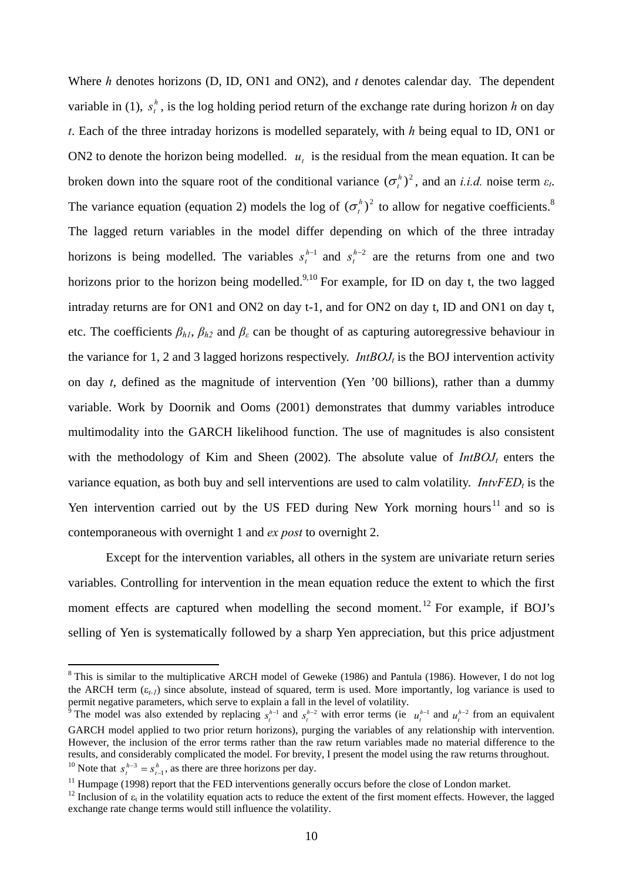Where $h$ denotes horizons (D, ID, ON1 and ON2), and $t$ denotes calendar day. The dependent variable in (1), $s_t^h$, is the log holding period return of the exchange rate during horizon $h$ on day $t$. Each of the three intraday horizons is modelled separately, with $h$ being equal to ID, ON1 or ON2 to denote the horizon being modelled. $u_t$ is the residual from the mean equation. It can be broken down into the square root of the conditional variance $(\sigma_t^h)^2$, and an *i.i.d.* noise term $\varepsilon_t$. The variance equation (equation 2) models the log of $(\sigma_t^h)^2$ to allow for negative coefficients.[8] The lagged return variables in the model differ depending on which of the three intraday horizons is being modelled. The variables $s_t^{h-1}$ and $s_t^{h-2}$ are the returns from one and two horizons prior to the horizon being modelled.[9,10] For example, for ID on day t, the two lagged intraday returns are for ON1 and ON2 on day t-1, and for ON2 on day t, ID and ON1 on day t, etc. The coefficients $\beta_{h1}$, $\beta_{h2}$ and $\beta_{\varepsilon}$ can be thought of as capturing autoregressive behaviour in the variance for 1, 2 and 3 lagged horizons respectively. $IntBOJ_t$ is the BOJ intervention activity on day $t$, defined as the magnitude of intervention (Yen '00 billions), rather than a dummy variable. Work by Doornik and Ooms (2001) demonstrates that dummy variables introduce multimodality into the GARCH likelihood function. The use of magnitudes is also consistent with the methodology of Kim and Sheen (2002). The absolute value of $IntBOJ_t$ enters the variance equation, as both buy and sell interventions are used to calm volatility. $IntvFED_t$ is the Yen intervention carried out by the US FED during New York morning hours[11] and so is contemporaneous with overnight 1 and *ex post* to overnight 2.

Except for the intervention variables, all others in the system are univariate return series variables. Controlling for intervention in the mean equation reduce the extent to which the first moment effects are captured when modelling the second moment.[12] For example, if BOJ's selling of Yen is systematically followed by a sharp Yen appreciation, but this price adjustment

---

[8] This is similar to the multiplicative ARCH model of Geweke (1986) and Pantula (1986). However, I do not log the ARCH term ($\varepsilon_{t-1}$) since absolute, instead of squared, term is used. More importantly, log variance is used to permit negative parameters, which serve to explain a fall in the level of volatility.

[9] The model was also extended by replacing $s_t^{h-1}$ and $s_t^{h-2}$ with error terms (ie $u_t^{h-1}$ and $u_t^{h-2}$ from an equivalent GARCH model applied to two prior return horizons), purging the variables of any relationship with intervention. However, the inclusion of the error terms rather than the raw return variables made no material difference to the results, and considerably complicated the model. For brevity, I present the model using the raw returns throughout.

[10] Note that $s_t^{h-3} = s_{t-1}^h$, as there are three horizons per day.

[11] Humpage (1998) report that the FED interventions generally occurs before the close of London market.

[12] Inclusion of $\varepsilon_t$ in the volatility equation acts to reduce the extent of the first moment effects. However, the lagged exchange rate change terms would still influence the volatility.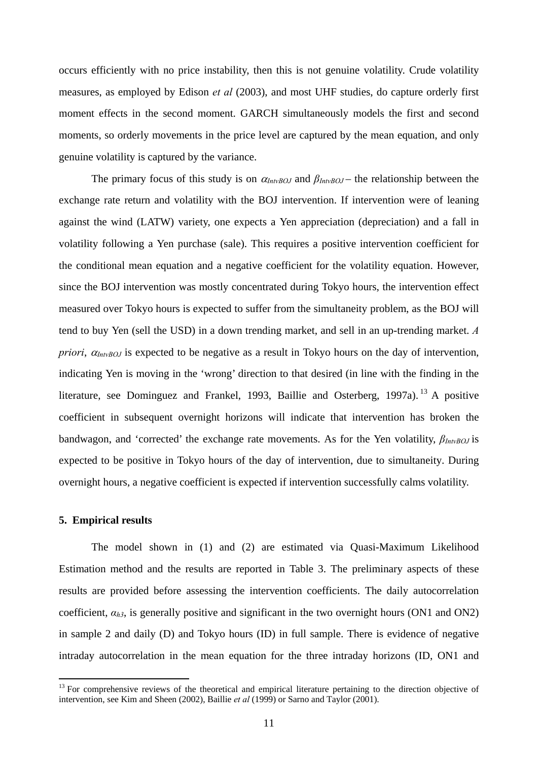occurs efficiently with no price instability, then this is not genuine volatility. Crude volatility measures, as employed by Edison *et al* (2003), and most UHF studies, do capture orderly first moment effects in the second moment. GARCH simultaneously models the first and second moments, so orderly movements in the price level are captured by the mean equation, and only genuine volatility is captured by the variance.

The primary focus of this study is on $\alpha_{IntvBOJ}$ and $\beta_{IntvBOJ}$ – the relationship between the exchange rate return and volatility with the BOJ intervention. If intervention were of leaning against the wind (LATW) variety, one expects a Yen appreciation (depreciation) and a fall in volatility following a Yen purchase (sale). This requires a positive intervention coefficient for the conditional mean equation and a negative coefficient for the volatility equation. However, since the BOJ intervention was mostly concentrated during Tokyo hours, the intervention effect measured over Tokyo hours is expected to suffer from the simultaneity problem, as the BOJ will tend to buy Yen (sell the USD) in a down trending market, and sell in an up-trending market. *A priori*, $\alpha_{IntvBOJ}$ is expected to be negative as a result in Tokyo hours on the day of intervention, indicating Yen is moving in the 'wrong' direction to that desired (in line with the finding in the literature, see Dominguez and Frankel, 1993, Baillie and Osterberg, 1997a).[13] A positive coefficient in subsequent overnight horizons will indicate that intervention has broken the bandwagon, and 'corrected' the exchange rate movements. As for the Yen volatility, $\beta_{IntvBOJ}$ is expected to be positive in Tokyo hours of the day of intervention, due to simultaneity. During overnight hours, a negative coefficient is expected if intervention successfully calms volatility.

## 5. Empirical results

The model shown in (1) and (2) are estimated via Quasi-Maximum Likelihood Estimation method and the results are reported in Table 3. The preliminary aspects of these results are provided before assessing the intervention coefficients. The daily autocorrelation coefficient, $\alpha_{h3}$, is generally positive and significant in the two overnight hours (ON1 and ON2) in sample 2 and daily (D) and Tokyo hours (ID) in full sample. There is evidence of negative intraday autocorrelation in the mean equation for the three intraday horizons (ID, ON1 and

[13] For comprehensive reviews of the theoretical and empirical literature pertaining to the direction objective of intervention, see Kim and Sheen (2002), Baillie *et al* (1999) or Sarno and Taylor (2001).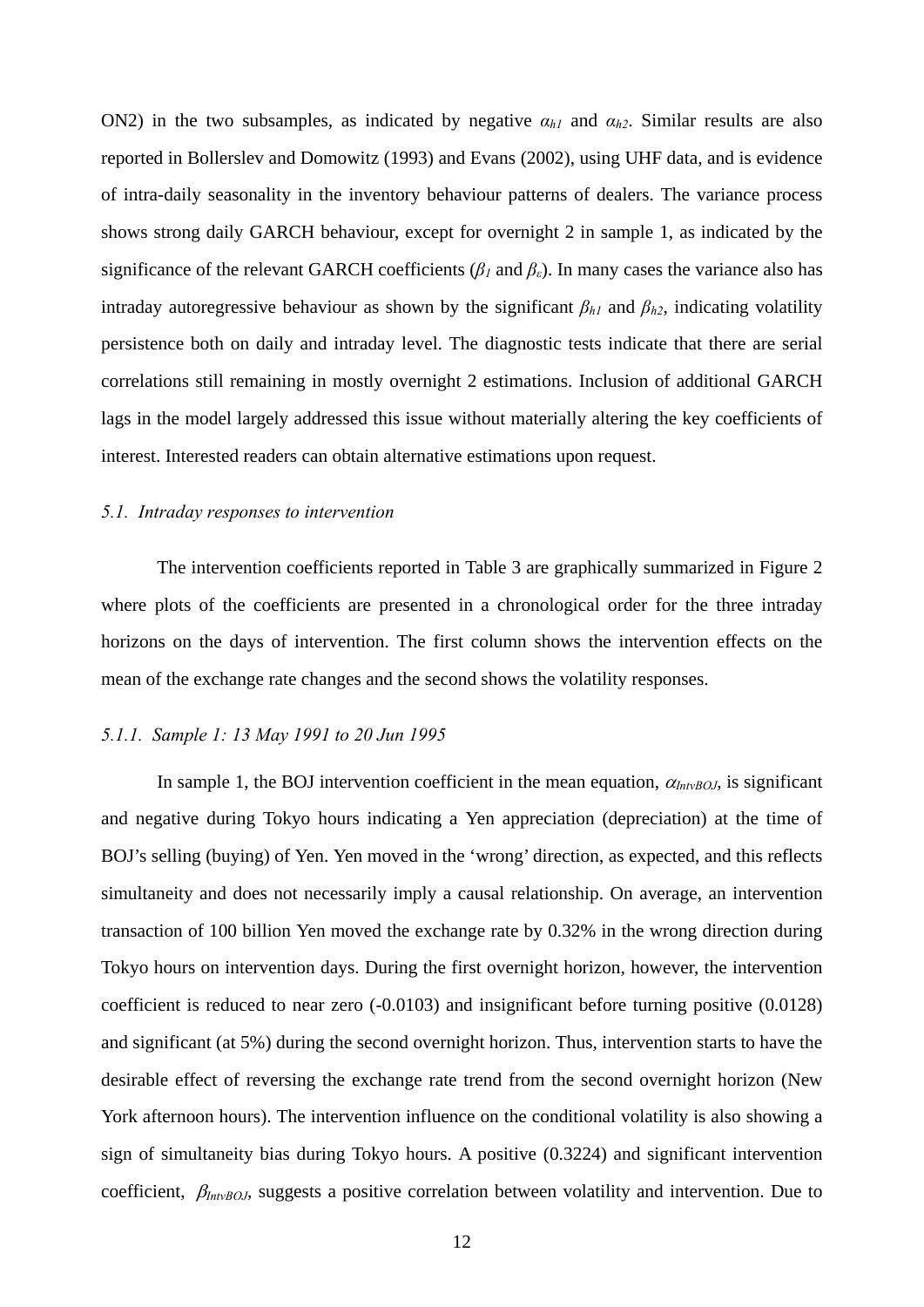ON2) in the two subsamples, as indicated by negative $\alpha_{h1}$ and $\alpha_{h2}$. Similar results are also reported in Bollerslev and Domowitz (1993) and Evans (2002), using UHF data, and is evidence of intra-daily seasonality in the inventory behaviour patterns of dealers. The variance process shows strong daily GARCH behaviour, except for overnight 2 in sample 1, as indicated by the significance of the relevant GARCH coefficients ($\beta_1$ and $\beta_\varepsilon$). In many cases the variance also has intraday autoregressive behaviour as shown by the significant $\beta_{h1}$ and $\beta_{h2}$, indicating volatility persistence both on daily and intraday level. The diagnostic tests indicate that there are serial correlations still remaining in mostly overnight 2 estimations. Inclusion of additional GARCH lags in the model largely addressed this issue without materially altering the key coefficients of interest. Interested readers can obtain alternative estimations upon request.

### *5.1. Intraday responses to intervention*

The intervention coefficients reported in Table 3 are graphically summarized in Figure 2 where plots of the coefficients are presented in a chronological order for the three intraday horizons on the days of intervention. The first column shows the intervention effects on the mean of the exchange rate changes and the second shows the volatility responses.

#### *5.1.1. Sample 1: 13 May 1991 to 20 Jun 1995*

In sample 1, the BOJ intervention coefficient in the mean equation, $\alpha_{IntvBOJ}$, is significant and negative during Tokyo hours indicating a Yen appreciation (depreciation) at the time of BOJ's selling (buying) of Yen. Yen moved in the 'wrong' direction, as expected, and this reflects simultaneity and does not necessarily imply a causal relationship. On average, an intervention transaction of 100 billion Yen moved the exchange rate by 0.32% in the wrong direction during Tokyo hours on intervention days. During the first overnight horizon, however, the intervention coefficient is reduced to near zero (-0.0103) and insignificant before turning positive (0.0128) and significant (at 5%) during the second overnight horizon. Thus, intervention starts to have the desirable effect of reversing the exchange rate trend from the second overnight horizon (New York afternoon hours). The intervention influence on the conditional volatility is also showing a sign of simultaneity bias during Tokyo hours. A positive (0.3224) and significant intervention coefficient, $\beta_{IntvBOJ}$, suggests a positive correlation between volatility and intervention. Due to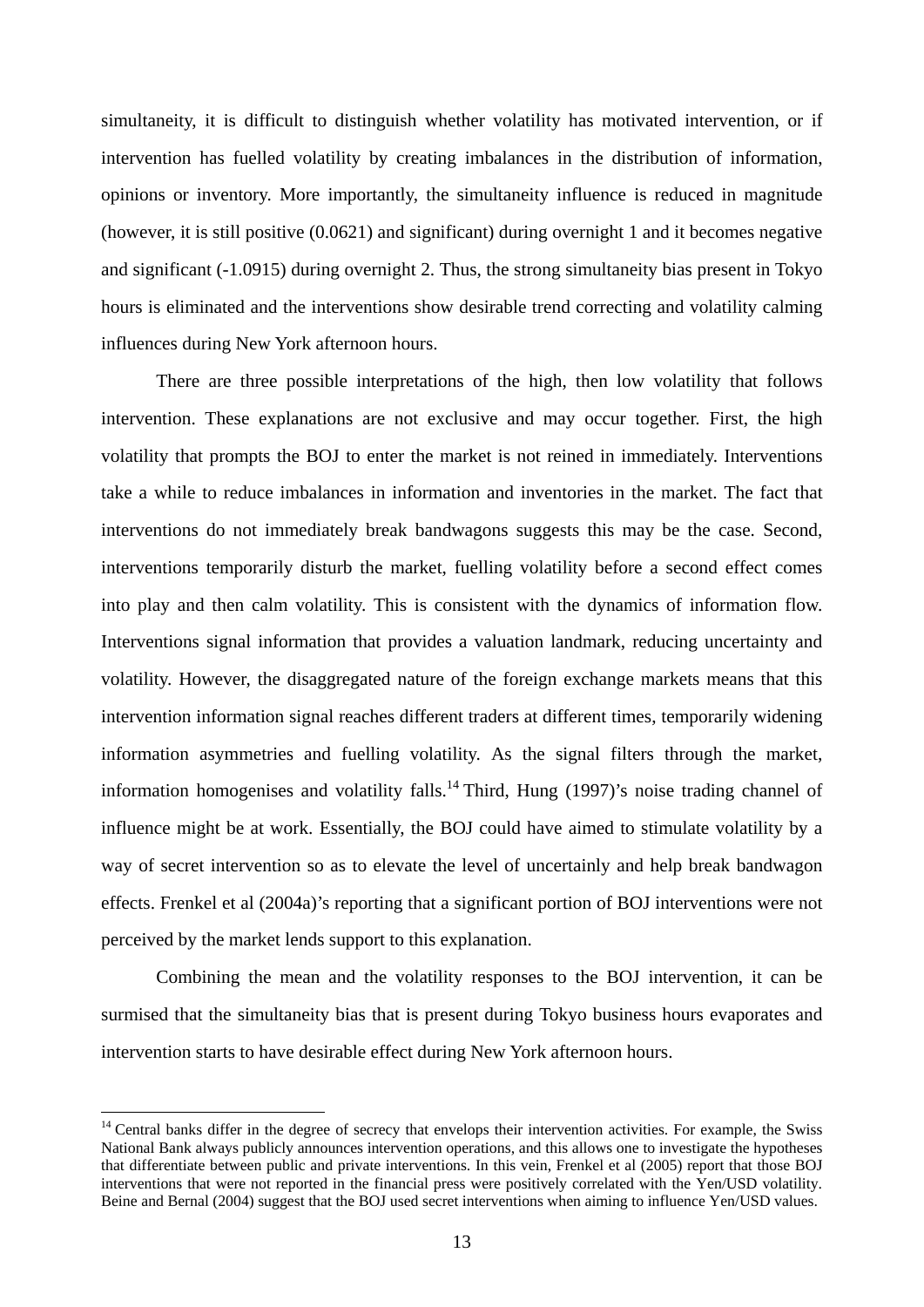simultaneity, it is difficult to distinguish whether volatility has motivated intervention, or if intervention has fuelled volatility by creating imbalances in the distribution of information, opinions or inventory. More importantly, the simultaneity influence is reduced in magnitude (however, it is still positive (0.0621) and significant) during overnight 1 and it becomes negative and significant (-1.0915) during overnight 2. Thus, the strong simultaneity bias present in Tokyo hours is eliminated and the interventions show desirable trend correcting and volatility calming influences during New York afternoon hours.

There are three possible interpretations of the high, then low volatility that follows intervention. These explanations are not exclusive and may occur together. First, the high volatility that prompts the BOJ to enter the market is not reined in immediately. Interventions take a while to reduce imbalances in information and inventories in the market. The fact that interventions do not immediately break bandwagons suggests this may be the case. Second, interventions temporarily disturb the market, fuelling volatility before a second effect comes into play and then calm volatility. This is consistent with the dynamics of information flow. Interventions signal information that provides a valuation landmark, reducing uncertainty and volatility. However, the disaggregated nature of the foreign exchange markets means that this intervention information signal reaches different traders at different times, temporarily widening information asymmetries and fuelling volatility. As the signal filters through the market, information homogenises and volatility falls.[14] Third, Hung (1997)'s noise trading channel of influence might be at work. Essentially, the BOJ could have aimed to stimulate volatility by a way of secret intervention so as to elevate the level of uncertainly and help break bandwagon effects. Frenkel et al (2004a)'s reporting that a significant portion of BOJ interventions were not perceived by the market lends support to this explanation.

Combining the mean and the volatility responses to the BOJ intervention, it can be surmised that the simultaneity bias that is present during Tokyo business hours evaporates and intervention starts to have desirable effect during New York afternoon hours.

[14] Central banks differ in the degree of secrecy that envelops their intervention activities. For example, the Swiss National Bank always publicly announces intervention operations, and this allows one to investigate the hypotheses that differentiate between public and private interventions. In this vein, Frenkel et al (2005) report that those BOJ interventions that were not reported in the financial press were positively correlated with the Yen/USD volatility. Beine and Bernal (2004) suggest that the BOJ used secret interventions when aiming to influence Yen/USD values.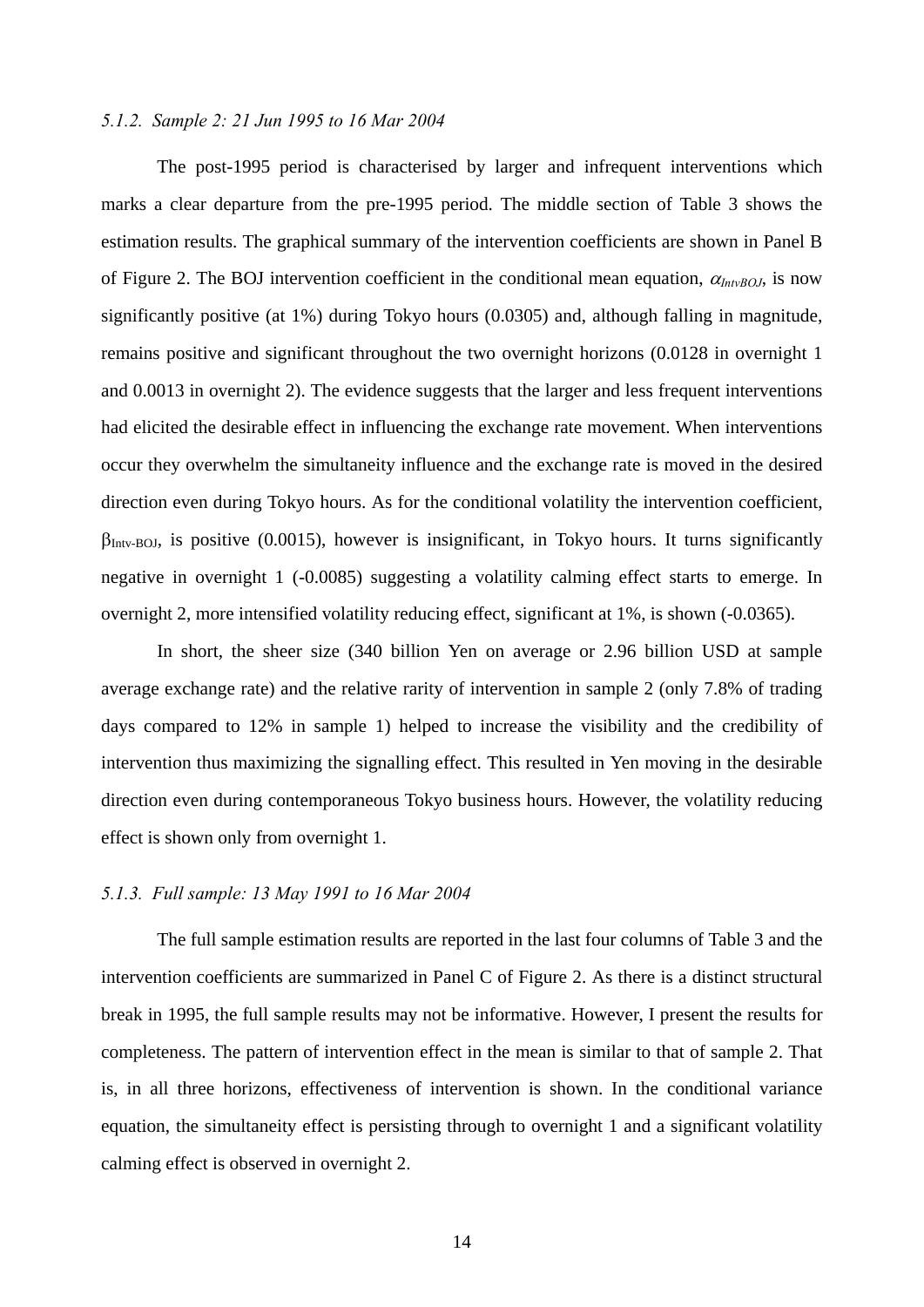### *5.1.2. Sample 2: 21 Jun 1995 to 16 Mar 2004*

The post-1995 period is characterised by larger and infrequent interventions which marks a clear departure from the pre-1995 period. The middle section of Table 3 shows the estimation results. The graphical summary of the intervention coefficients are shown in Panel B of Figure 2. The BOJ intervention coefficient in the conditional mean equation, $\alpha_{IntvBOJ}$, is now significantly positive (at 1%) during Tokyo hours (0.0305) and, although falling in magnitude, remains positive and significant throughout the two overnight horizons (0.0128 in overnight 1 and 0.0013 in overnight 2). The evidence suggests that the larger and less frequent interventions had elicited the desirable effect in influencing the exchange rate movement. When interventions occur they overwhelm the simultaneity influence and the exchange rate is moved in the desired direction even during Tokyo hours. As for the conditional volatility the intervention coefficient, $\beta_{\text{Intv-BOJ}}$, is positive (0.0015), however is insignificant, in Tokyo hours. It turns significantly negative in overnight 1 (-0.0085) suggesting a volatility calming effect starts to emerge. In overnight 2, more intensified volatility reducing effect, significant at 1%, is shown (-0.0365).

In short, the sheer size (340 billion Yen on average or 2.96 billion USD at sample average exchange rate) and the relative rarity of intervention in sample 2 (only 7.8% of trading days compared to 12% in sample 1) helped to increase the visibility and the credibility of intervention thus maximizing the signalling effect. This resulted in Yen moving in the desirable direction even during contemporaneous Tokyo business hours. However, the volatility reducing effect is shown only from overnight 1.

### *5.1.3. Full sample: 13 May 1991 to 16 Mar 2004*

The full sample estimation results are reported in the last four columns of Table 3 and the intervention coefficients are summarized in Panel C of Figure 2. As there is a distinct structural break in 1995, the full sample results may not be informative. However, I present the results for completeness. The pattern of intervention effect in the mean is similar to that of sample 2. That is, in all three horizons, effectiveness of intervention is shown. In the conditional variance equation, the simultaneity effect is persisting through to overnight 1 and a significant volatility calming effect is observed in overnight 2.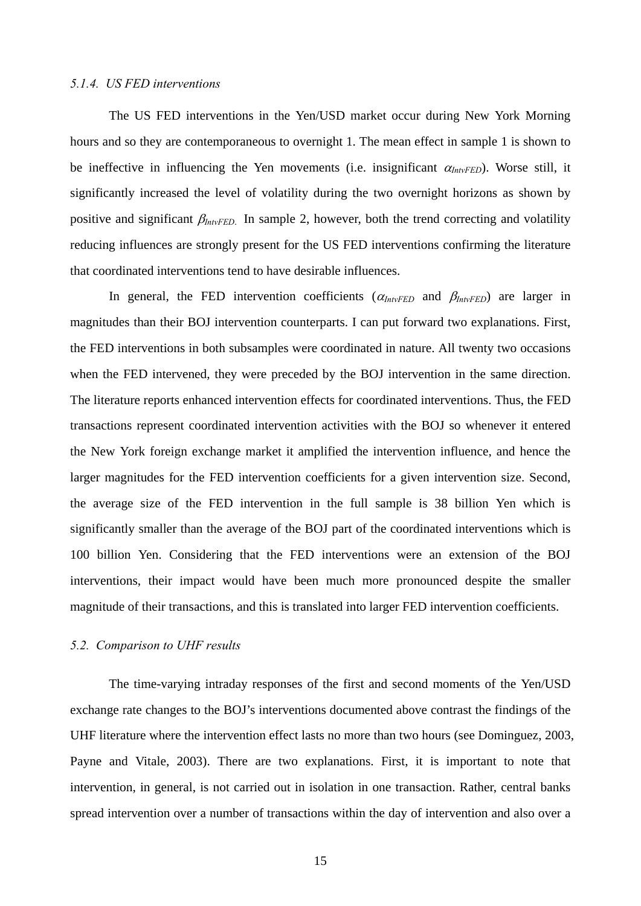*5.1.4. US FED interventions*

The US FED interventions in the Yen/USD market occur during New York Morning hours and so they are contemporaneous to overnight 1. The mean effect in sample 1 is shown to be ineffective in influencing the Yen movements (i.e. insignificant $\alpha_{IntvFED}$). Worse still, it significantly increased the level of volatility during the two overnight horizons as shown by positive and significant $\beta_{IntvFED.}$ In sample 2, however, both the trend correcting and volatility reducing influences are strongly present for the US FED interventions confirming the literature that coordinated interventions tend to have desirable influences.

In general, the FED intervention coefficients ($\alpha_{IntvFED}$ and $\beta_{IntvFED}$) are larger in magnitudes than their BOJ intervention counterparts. I can put forward two explanations. First, the FED interventions in both subsamples were coordinated in nature. All twenty two occasions when the FED intervened, they were preceded by the BOJ intervention in the same direction. The literature reports enhanced intervention effects for coordinated interventions. Thus, the FED transactions represent coordinated intervention activities with the BOJ so whenever it entered the New York foreign exchange market it amplified the intervention influence, and hence the larger magnitudes for the FED intervention coefficients for a given intervention size. Second, the average size of the FED intervention in the full sample is 38 billion Yen which is significantly smaller than the average of the BOJ part of the coordinated interventions which is 100 billion Yen. Considering that the FED interventions were an extension of the BOJ interventions, their impact would have been much more pronounced despite the smaller magnitude of their transactions, and this is translated into larger FED intervention coefficients.

*5.2. Comparison to UHF results*

The time-varying intraday responses of the first and second moments of the Yen/USD exchange rate changes to the BOJ's interventions documented above contrast the findings of the UHF literature where the intervention effect lasts no more than two hours (see Dominguez, 2003, Payne and Vitale, 2003). There are two explanations. First, it is important to note that intervention, in general, is not carried out in isolation in one transaction. Rather, central banks spread intervention over a number of transactions within the day of intervention and also over a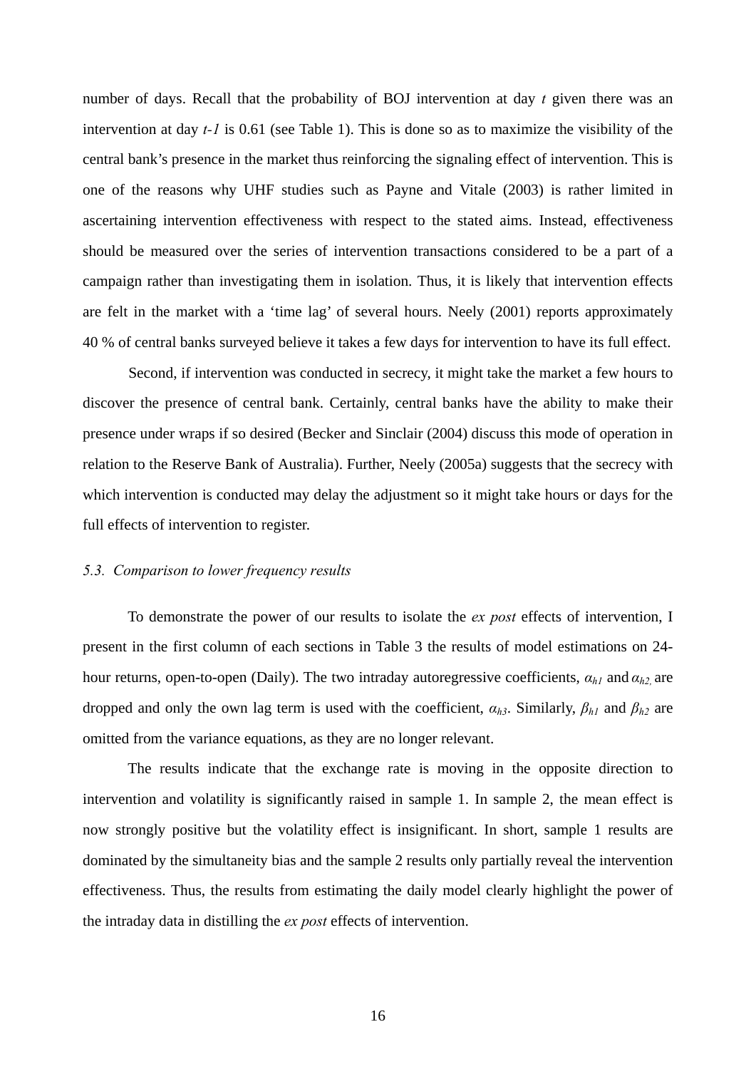number of days. Recall that the probability of BOJ intervention at day $t$ given there was an intervention at day $t-1$ is 0.61 (see Table 1). This is done so as to maximize the visibility of the central bank's presence in the market thus reinforcing the signaling effect of intervention. This is one of the reasons why UHF studies such as Payne and Vitale (2003) is rather limited in ascertaining intervention effectiveness with respect to the stated aims. Instead, effectiveness should be measured over the series of intervention transactions considered to be a part of a campaign rather than investigating them in isolation. Thus, it is likely that intervention effects are felt in the market with a 'time lag' of several hours. Neely (2001) reports approximately 40 % of central banks surveyed believe it takes a few days for intervention to have its full effect.

Second, if intervention was conducted in secrecy, it might take the market a few hours to discover the presence of central bank. Certainly, central banks have the ability to make their presence under wraps if so desired (Becker and Sinclair (2004) discuss this mode of operation in relation to the Reserve Bank of Australia). Further, Neely (2005a) suggests that the secrecy with which intervention is conducted may delay the adjustment so it might take hours or days for the full effects of intervention to register.

### *5.3. Comparison to lower frequency results*

To demonstrate the power of our results to isolate the *ex post* effects of intervention, I present in the first column of each sections in Table 3 the results of model estimations on 24-hour returns, open-to-open (Daily). The two intraday autoregressive coefficients, $\alpha_{h1}$ and $\alpha_{h2,}$ are dropped and only the own lag term is used with the coefficient, $\alpha_{h3}$. Similarly, $\beta_{h1}$ and $\beta_{h2}$ are omitted from the variance equations, as they are no longer relevant.

The results indicate that the exchange rate is moving in the opposite direction to intervention and volatility is significantly raised in sample 1. In sample 2, the mean effect is now strongly positive but the volatility effect is insignificant. In short, sample 1 results are dominated by the simultaneity bias and the sample 2 results only partially reveal the intervention effectiveness. Thus, the results from estimating the daily model clearly highlight the power of the intraday data in distilling the *ex post* effects of intervention.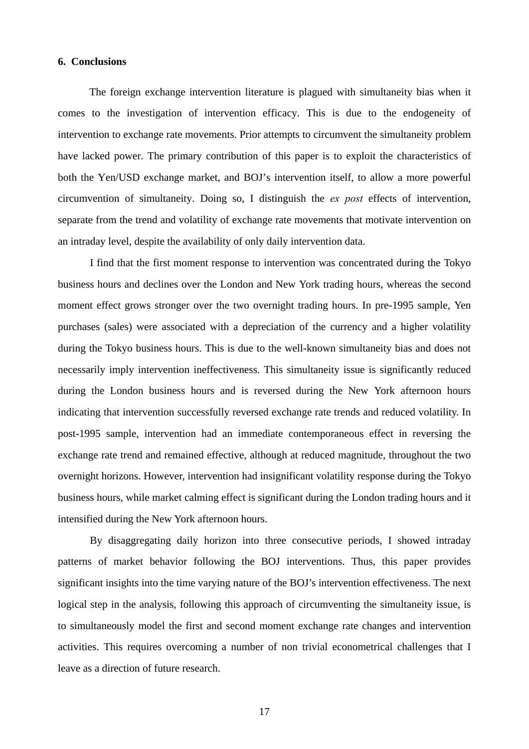## 6. Conclusions

The foreign exchange intervention literature is plagued with simultaneity bias when it comes to the investigation of intervention efficacy. This is due to the endogeneity of intervention to exchange rate movements. Prior attempts to circumvent the simultaneity problem have lacked power. The primary contribution of this paper is to exploit the characteristics of both the Yen/USD exchange market, and BOJ's intervention itself, to allow a more powerful circumvention of simultaneity. Doing so, I distinguish the *ex post* effects of intervention, separate from the trend and volatility of exchange rate movements that motivate intervention on an intraday level, despite the availability of only daily intervention data.

I find that the first moment response to intervention was concentrated during the Tokyo business hours and declines over the London and New York trading hours, whereas the second moment effect grows stronger over the two overnight trading hours. In pre-1995 sample, Yen purchases (sales) were associated with a depreciation of the currency and a higher volatility during the Tokyo business hours. This is due to the well-known simultaneity bias and does not necessarily imply intervention ineffectiveness. This simultaneity issue is significantly reduced during the London business hours and is reversed during the New York afternoon hours indicating that intervention successfully reversed exchange rate trends and reduced volatility. In post-1995 sample, intervention had an immediate contemporaneous effect in reversing the exchange rate trend and remained effective, although at reduced magnitude, throughout the two overnight horizons. However, intervention had insignificant volatility response during the Tokyo business hours, while market calming effect is significant during the London trading hours and it intensified during the New York afternoon hours.

By disaggregating daily horizon into three consecutive periods, I showed intraday patterns of market behavior following the BOJ interventions. Thus, this paper provides significant insights into the time varying nature of the BOJ's intervention effectiveness. The next logical step in the analysis, following this approach of circumventing the simultaneity issue, is to simultaneously model the first and second moment exchange rate changes and intervention activities. This requires overcoming a number of non trivial econometrical challenges that I leave as a direction of future research.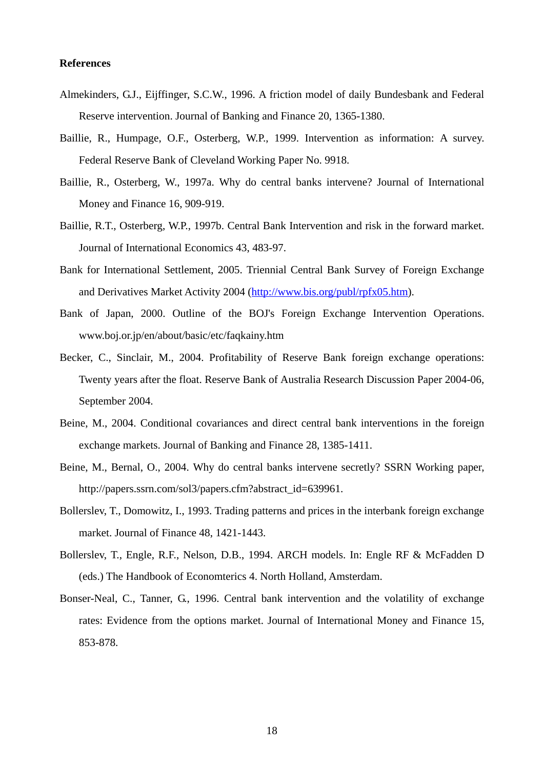**References**

Almekinders, G.J., Eijffinger, S.C.W., 1996. A friction model of daily Bundesbank and Federal Reserve intervention. Journal of Banking and Finance 20, 1365-1380.

Baillie, R., Humpage, O.F., Osterberg, W.P., 1999. Intervention as information: A survey. Federal Reserve Bank of Cleveland Working Paper No. 9918.

Baillie, R., Osterberg, W., 1997a. Why do central banks intervene? Journal of International Money and Finance 16, 909-919.

Baillie, R.T., Osterberg, W.P., 1997b. Central Bank Intervention and risk in the forward market. Journal of International Economics 43, 483-97.

Bank for International Settlement, 2005. Triennial Central Bank Survey of Foreign Exchange and Derivatives Market Activity 2004 (http://www.bis.org/publ/rpfx05.htm).

Bank of Japan, 2000. Outline of the BOJ's Foreign Exchange Intervention Operations. www.boj.or.jp/en/about/basic/etc/faqkainy.htm

Becker, C., Sinclair, M., 2004. Profitability of Reserve Bank foreign exchange operations: Twenty years after the float. Reserve Bank of Australia Research Discussion Paper 2004-06, September 2004.

Beine, M., 2004. Conditional covariances and direct central bank interventions in the foreign exchange markets. Journal of Banking and Finance 28, 1385-1411.

Beine, M., Bernal, O., 2004. Why do central banks intervene secretly? SSRN Working paper, http://papers.ssrn.com/sol3/papers.cfm?abstract_id=639961.

Bollerslev, T., Domowitz, I., 1993. Trading patterns and prices in the interbank foreign exchange market. Journal of Finance 48, 1421-1443.

Bollerslev, T., Engle, R.F., Nelson, D.B., 1994. ARCH models. In: Engle RF & McFadden D (eds.) The Handbook of Economterics 4. North Holland, Amsterdam.

Bonser-Neal, C., Tanner, G., 1996. Central bank intervention and the volatility of exchange rates: Evidence from the options market. Journal of International Money and Finance 15, 853-878.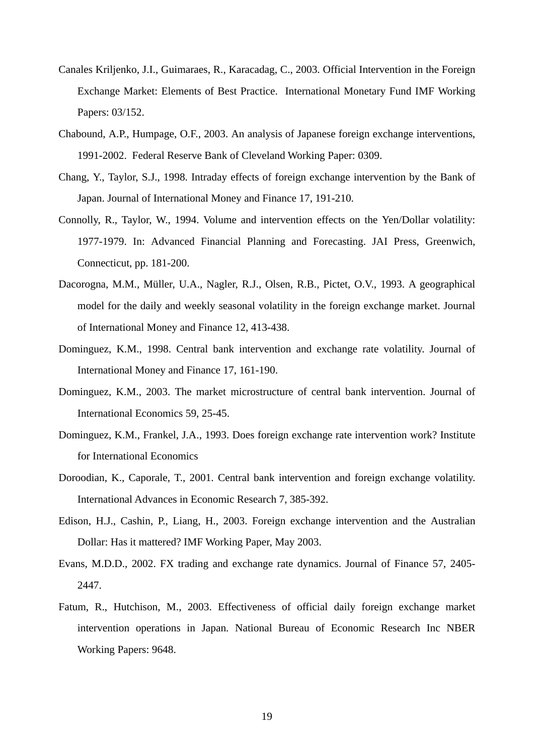Canales Kriljenko, J.I., Guimaraes, R., Karacadag, C., 2003. Official Intervention in the Foreign Exchange Market: Elements of Best Practice. International Monetary Fund IMF Working Papers: 03/152.

Chabound, A.P., Humpage, O.F., 2003. An analysis of Japanese foreign exchange interventions, 1991-2002. Federal Reserve Bank of Cleveland Working Paper: 0309.

Chang, Y., Taylor, S.J., 1998. Intraday effects of foreign exchange intervention by the Bank of Japan. Journal of International Money and Finance 17, 191-210.

Connolly, R., Taylor, W., 1994. Volume and intervention effects on the Yen/Dollar volatility: 1977-1979. In: Advanced Financial Planning and Forecasting. JAI Press, Greenwich, Connecticut, pp. 181-200.

Dacorogna, M.M., Müller, U.A., Nagler, R.J., Olsen, R.B., Pictet, O.V., 1993. A geographical model for the daily and weekly seasonal volatility in the foreign exchange market. Journal of International Money and Finance 12, 413-438.

Dominguez, K.M., 1998. Central bank intervention and exchange rate volatility. Journal of International Money and Finance 17, 161-190.

Dominguez, K.M., 2003. The market microstructure of central bank intervention. Journal of International Economics 59, 25-45.

Dominguez, K.M., Frankel, J.A., 1993. Does foreign exchange rate intervention work? Institute for International Economics

Doroodian, K., Caporale, T., 2001. Central bank intervention and foreign exchange volatility. International Advances in Economic Research 7, 385-392.

Edison, H.J., Cashin, P., Liang, H., 2003. Foreign exchange intervention and the Australian Dollar: Has it mattered? IMF Working Paper, May 2003.

Evans, M.D.D., 2002. FX trading and exchange rate dynamics. Journal of Finance 57, 2405-2447.

Fatum, R., Hutchison, M., 2003. Effectiveness of official daily foreign exchange market intervention operations in Japan. National Bureau of Economic Research Inc NBER Working Papers: 9648.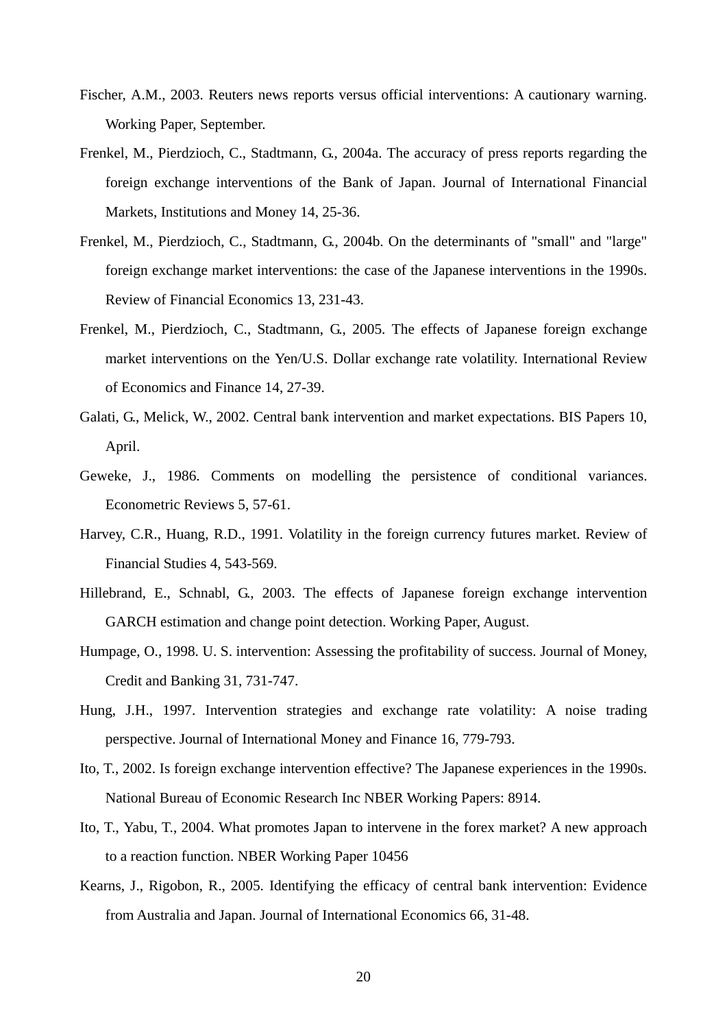Fischer, A.M., 2003. Reuters news reports versus official interventions: A cautionary warning. Working Paper, September.

Frenkel, M., Pierdzioch, C., Stadtmann, G., 2004a. The accuracy of press reports regarding the foreign exchange interventions of the Bank of Japan. Journal of International Financial Markets, Institutions and Money 14, 25-36.

Frenkel, M., Pierdzioch, C., Stadtmann, G., 2004b. On the determinants of "small" and "large" foreign exchange market interventions: the case of the Japanese interventions in the 1990s. Review of Financial Economics 13, 231-43.

Frenkel, M., Pierdzioch, C., Stadtmann, G., 2005. The effects of Japanese foreign exchange market interventions on the Yen/U.S. Dollar exchange rate volatility. International Review of Economics and Finance 14, 27-39.

Galati, G., Melick, W., 2002. Central bank intervention and market expectations. BIS Papers 10, April.

Geweke, J., 1986. Comments on modelling the persistence of conditional variances. Econometric Reviews 5, 57-61.

Harvey, C.R., Huang, R.D., 1991. Volatility in the foreign currency futures market. Review of Financial Studies 4, 543-569.

Hillebrand, E., Schnabl, G., 2003. The effects of Japanese foreign exchange intervention GARCH estimation and change point detection. Working Paper, August.

Humpage, O., 1998. U. S. intervention: Assessing the profitability of success. Journal of Money, Credit and Banking 31, 731-747.

Hung, J.H., 1997. Intervention strategies and exchange rate volatility: A noise trading perspective. Journal of International Money and Finance 16, 779-793.

Ito, T., 2002. Is foreign exchange intervention effective? The Japanese experiences in the 1990s. National Bureau of Economic Research Inc NBER Working Papers: 8914.

Ito, T., Yabu, T., 2004. What promotes Japan to intervene in the forex market? A new approach to a reaction function. NBER Working Paper 10456

Kearns, J., Rigobon, R., 2005. Identifying the efficacy of central bank intervention: Evidence from Australia and Japan. Journal of International Economics 66, 31-48.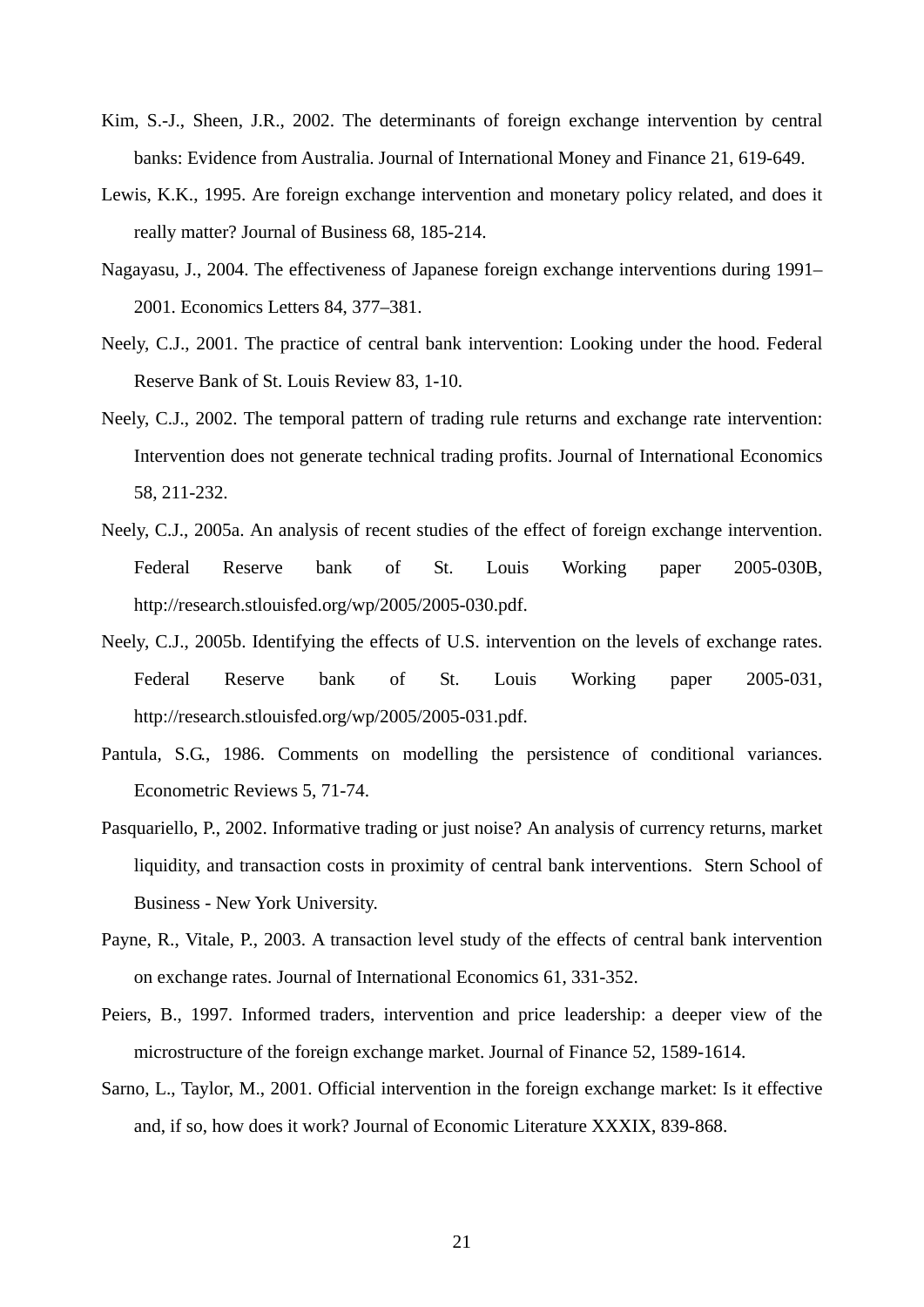Kim, S.-J., Sheen, J.R., 2002. The determinants of foreign exchange intervention by central banks: Evidence from Australia. Journal of International Money and Finance 21, 619-649.

Lewis, K.K., 1995. Are foreign exchange intervention and monetary policy related, and does it really matter? Journal of Business 68, 185-214.

Nagayasu, J., 2004. The effectiveness of Japanese foreign exchange interventions during 1991–2001. Economics Letters 84, 377–381.

Neely, C.J., 2001. The practice of central bank intervention: Looking under the hood. Federal Reserve Bank of St. Louis Review 83, 1-10.

Neely, C.J., 2002. The temporal pattern of trading rule returns and exchange rate intervention: Intervention does not generate technical trading profits. Journal of International Economics 58, 211-232.

Neely, C.J., 2005a. An analysis of recent studies of the effect of foreign exchange intervention. Federal Reserve bank of St. Louis Working paper 2005-030B, http://research.stlouisfed.org/wp/2005/2005-030.pdf.

Neely, C.J., 2005b. Identifying the effects of U.S. intervention on the levels of exchange rates. Federal Reserve bank of St. Louis Working paper 2005-031, http://research.stlouisfed.org/wp/2005/2005-031.pdf.

Pantula, S.G., 1986. Comments on modelling the persistence of conditional variances. Econometric Reviews 5, 71-74.

Pasquariello, P., 2002. Informative trading or just noise? An analysis of currency returns, market liquidity, and transaction costs in proximity of central bank interventions. Stern School of Business - New York University.

Payne, R., Vitale, P., 2003. A transaction level study of the effects of central bank intervention on exchange rates. Journal of International Economics 61, 331-352.

Peiers, B., 1997. Informed traders, intervention and price leadership: a deeper view of the microstructure of the foreign exchange market. Journal of Finance 52, 1589-1614.

Sarno, L., Taylor, M., 2001. Official intervention in the foreign exchange market: Is it effective and, if so, how does it work? Journal of Economic Literature XXXIX, 839-868.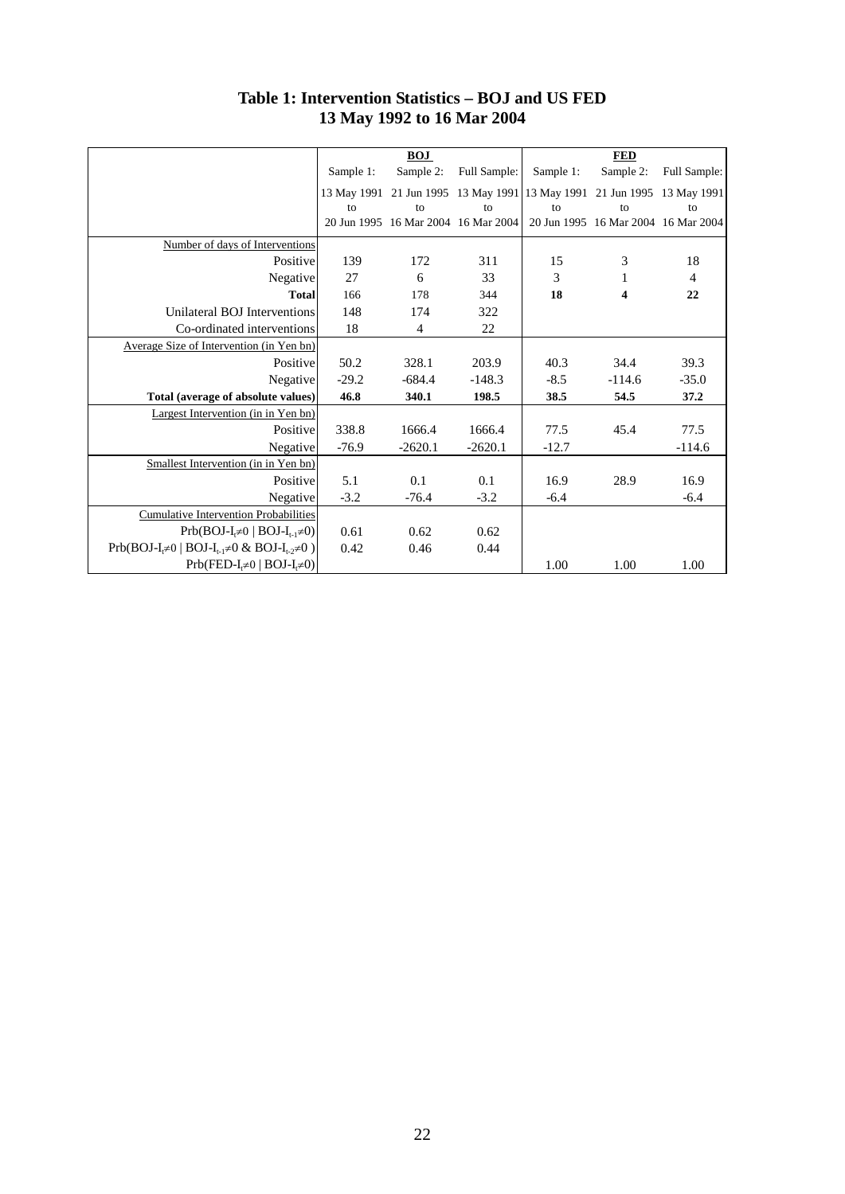# Table 1: Intervention Statistics – BOJ and US FED
## 13 May 1992 to 16 Mar 2004

| | BOJ | | | FED | | |
|---|---|---|---|---|---|---|
| | Sample 1: | Sample 2: | Full Sample: | Sample 1: | Sample 2: | Full Sample: |
| | 13 May 1991 to 20 Jun 1995 | 21 Jun 1995 to 16 Mar 2004 | 13 May 1991 to 16 Mar 2004 | 13 May 1991 to 20 Jun 1995 | 21 Jun 1995 to 16 Mar 2004 | 13 May 1991 to 16 Mar 2004 |
| Number of days of Interventions | | | | | | |
| Positive | 139 | 172 | 311 | 15 | 3 | 18 |
| Negative | 27 | 6 | 33 | 3 | 1 | 4 |
| **Total** | 166 | 178 | 344 | **18** | **4** | **22** |
| Unilateral BOJ Interventions | 148 | 174 | 322 | | | |
| Co-ordinated interventions | 18 | 4 | 22 | | | |
| Average Size of Intervention (in Yen bn) | | | | | | |
| Positive | 50.2 | 328.1 | 203.9 | 40.3 | 34.4 | 39.3 |
| Negative | -29.2 | -684.4 | -148.3 | -8.5 | -114.6 | -35.0 |
| **Total (average of absolute values)** | **46.8** | **340.1** | **198.5** | **38.5** | **54.5** | **37.2** |
| Largest Intervention (in in Yen bn) | | | | | | |
| Positive | 338.8 | 1666.4 | 1666.4 | 77.5 | 45.4 | 77.5 |
| Negative | -76.9 | -2620.1 | -2620.1 | -12.7 | | -114.6 |
| Smallest Intervention (in in Yen bn) | | | | | | |
| Positive | 5.1 | 0.1 | 0.1 | 16.9 | 28.9 | 16.9 |
| Negative | -3.2 | -76.4 | -3.2 | -6.4 | | -6.4 |
| Cumulative Intervention Probabilities | | | | | | |
| $Prb(BOJ\text{-}I_t \neq 0 \mid BOJ\text{-}I_{t-1} \neq 0)$ | 0.61 | 0.62 | 0.62 | | | |
| $Prb(BOJ\text{-}I_t \neq 0 \mid BOJ\text{-}I_{t-1} \neq 0 \,\&\, BOJ\text{-}I_{t-2} \neq 0)$ | 0.42 | 0.46 | 0.44 | | | |
| $Prb(FED\text{-}I_t \neq 0 \mid BOJ\text{-}I_t \neq 0)$ | | | | 1.00 | 1.00 | 1.00 |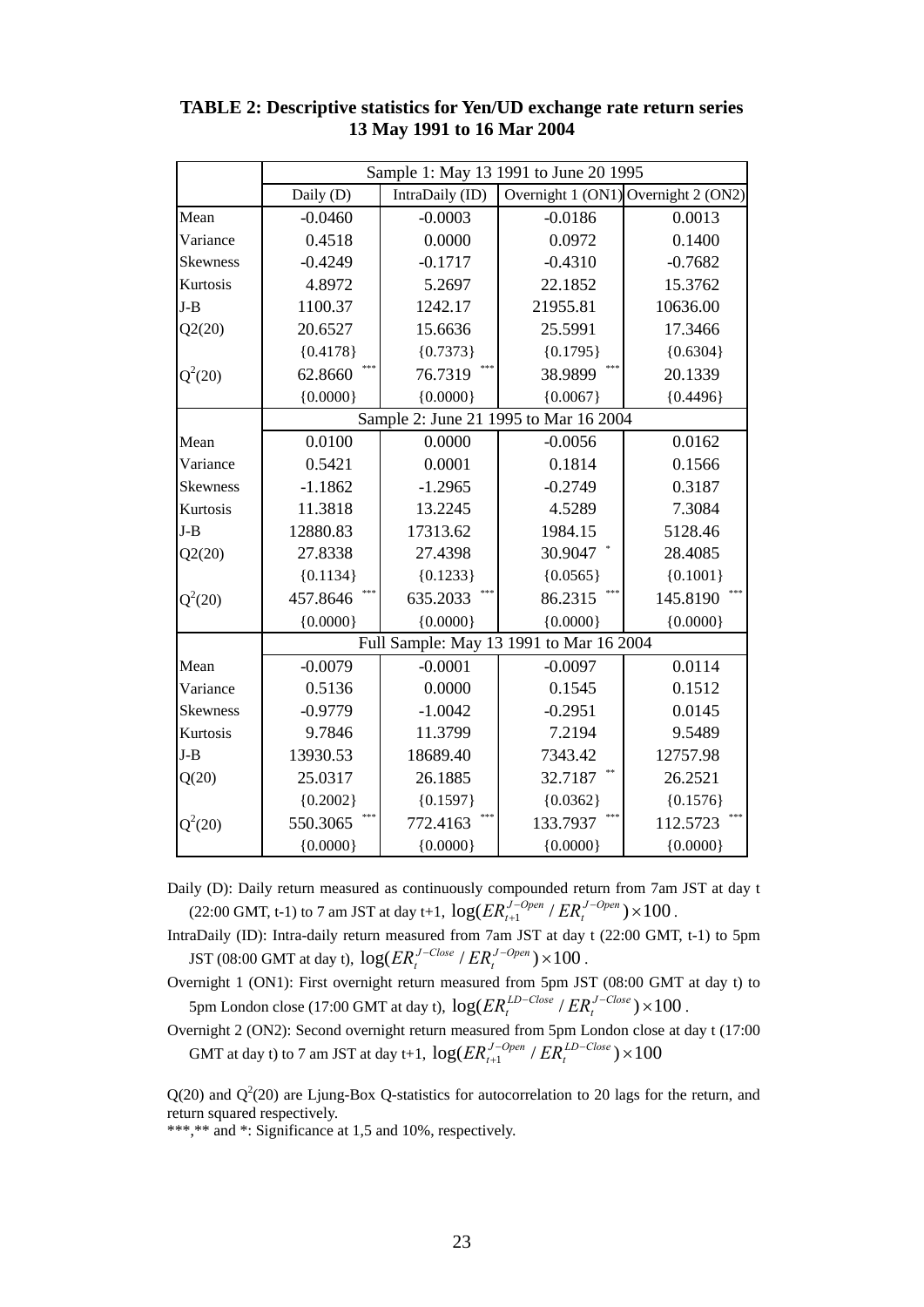**TABLE 2: Descriptive statistics for Yen/UD exchange rate return series 13 May 1991 to 16 Mar 2004**

| | Daily (D) | IntraDaily (ID) | Overnight 1 (ON1) | Overnight 2 (ON2) |
|---|---|---|---|---|
| | **Sample 1: May 13 1991 to June 20 1995** | | | |
| Mean | -0.0460 | -0.0003 | -0.0186 | 0.0013 |
| Variance | 0.4518 | 0.0000 | 0.0972 | 0.1400 |
| Skewness | -0.4249 | -0.1717 | -0.4310 | -0.7682 |
| Kurtosis | 4.8972 | 5.2697 | 22.1852 | 15.3762 |
| J-B | 1100.37 | 1242.17 | 21955.81 | 10636.00 |
| Q2(20) | 20.6527 | 15.6636 | 25.5991 | 17.3466 |
| | {0.4178} | {0.7373} | {0.1795} | {0.6304} |
| $Q^2(20)$ | 62.8660 *** | 76.7319 *** | 38.9899 *** | 20.1339 |
| | {0.0000} | {0.0000} | {0.0067} | {0.4496} |
| | **Sample 2: June 21 1995 to Mar 16 2004** | | | |
| Mean | 0.0100 | 0.0000 | -0.0056 | 0.0162 |
| Variance | 0.5421 | 0.0001 | 0.1814 | 0.1566 |
| Skewness | -1.1862 | -1.2965 | -0.2749 | 0.3187 |
| Kurtosis | 11.3818 | 13.2245 | 4.5289 | 7.3084 |
| J-B | 12880.83 | 17313.62 | 1984.15 | 5128.46 |
| Q2(20) | 27.8338 | 27.4398 | 30.9047 * | 28.4085 |
| | {0.1134} | {0.1233} | {0.0565} | {0.1001} |
| $Q^2(20)$ | 457.8646 *** | 635.2033 *** | 86.2315 *** | 145.8190 *** |
| | {0.0000} | {0.0000} | {0.0000} | {0.0000} |
| | **Full Sample: May 13 1991 to Mar 16 2004** | | | |
| Mean | -0.0079 | -0.0001 | -0.0097 | 0.0114 |
| Variance | 0.5136 | 0.0000 | 0.1545 | 0.1512 |
| Skewness | -0.9779 | -1.0042 | -0.2951 | 0.0145 |
| Kurtosis | 9.7846 | 11.3799 | 7.2194 | 9.5489 |
| J-B | 13930.53 | 18689.40 | 7343.42 | 12757.98 |
| Q(20) | 25.0317 | 26.1885 | 32.7187 ** | 26.2521 |
| | {0.2002} | {0.1597} | {0.0362} | {0.1576} |
| $Q^2(20)$ | 550.3065 *** | 772.4163 *** | 133.7937 *** | 112.5723 *** |
| | {0.0000} | {0.0000} | {0.0000} | {0.0000} |

Daily (D): Daily return measured as continuously compounded return from 7am JST at day t (22:00 GMT, t-1) to 7 am JST at day t+1, $\log(ER_{t+1}^{J-Open} / ER_t^{J-Open}) \times 100$.

IntraDaily (ID): Intra-daily return measured from 7am JST at day t (22:00 GMT, t-1) to 5pm JST (08:00 GMT at day t), $\log(ER_t^{J-Close} / ER_t^{J-Open}) \times 100$.

Overnight 1 (ON1): First overnight return measured from 5pm JST (08:00 GMT at day t) to 5pm London close (17:00 GMT at day t), $\log(ER_t^{LD-Close} / ER_t^{J-Close}) \times 100$.

Overnight 2 (ON2): Second overnight return measured from 5pm London close at day t (17:00 GMT at day t) to 7 am JST at day t+1, $\log(ER_{t+1}^{J-Open} / ER_t^{LD-Close}) \times 100$

Q(20) and $Q^2(20)$ are Ljung-Box Q-statistics for autocorrelation to 20 lags for the return, and return squared respectively.

***,** and *: Significance at 1,5 and 10%, respectively.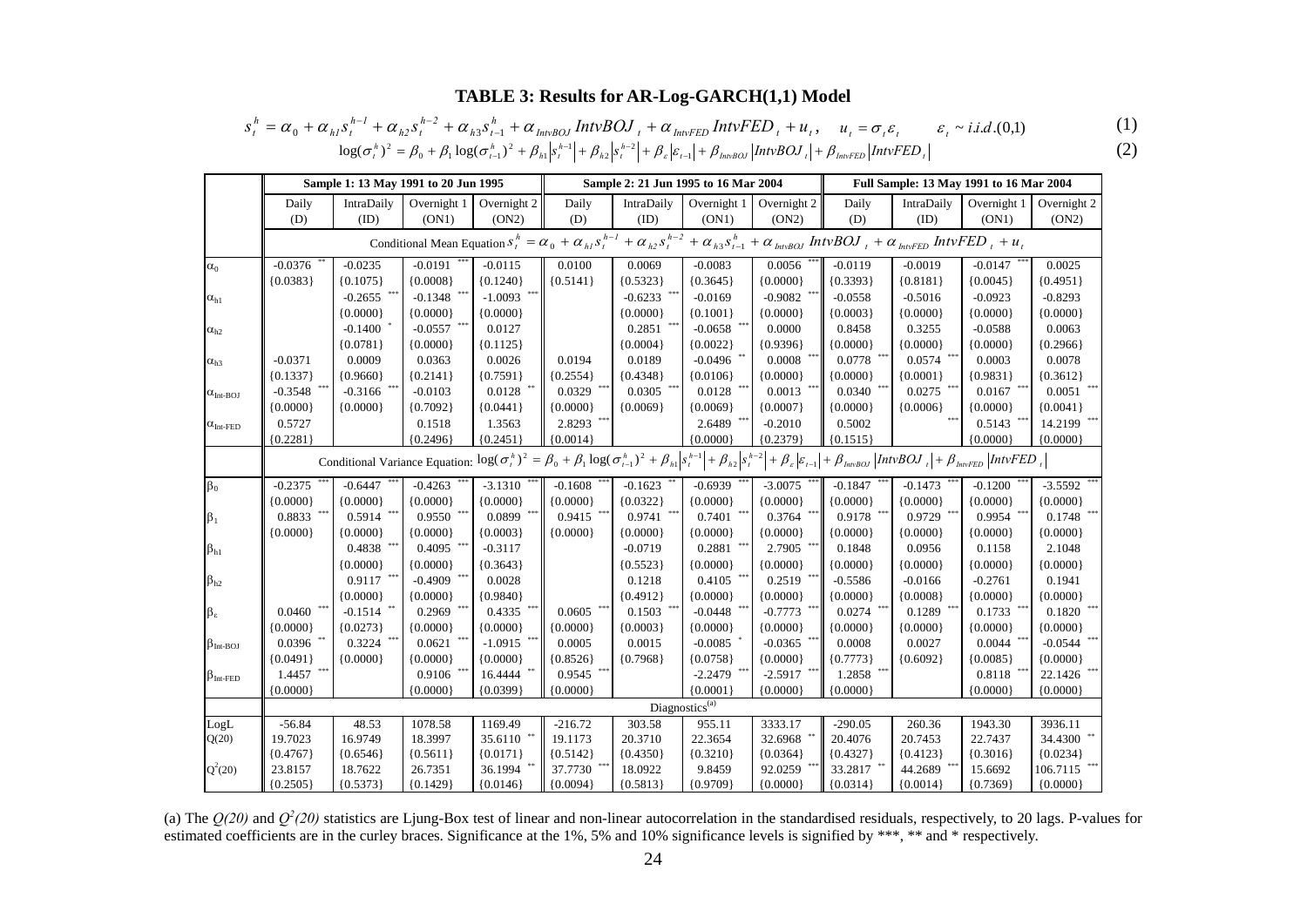**TABLE 3: Results for AR-Log-GARCH(1,1) Model**

$$s_t^h = \alpha_0 + \alpha_{h1} s_t^{h-1} + \alpha_{h2} s_t^{h-2} + \alpha_{h3} s_{t-1}^h + \alpha_{IntvBOJ} IntvBOJ_t + \alpha_{IntvFED} IntvFED_t + u_t, \quad u_t = \sigma_t \varepsilon_t \quad \varepsilon_t \sim i.i.d.(0,1) \tag{1}$$

$$\log(\sigma_t^h)^2 = \beta_0 + \beta_1 \log(\sigma_{t-1}^h)^2 + \beta_{h1}\left|s_t^{h-1}\right| + \beta_{h2}\left|s_t^{h-2}\right| + \beta_\varepsilon \left|\varepsilon_{t-1}\right| + \beta_{IntvBOJ}\left|IntvBOJ_t\right| + \beta_{IntvFED}\left|IntvFED_t\right| \tag{2}$$

| | Sample 1: 13 May 1991 to 20 Jun 1995 | | | | Sample 2: 21 Jun 1995 to 16 Mar 2004 | | | | Full Sample: 13 May 1991 to 16 Mar 2004 | | | |
|---|---|---|---|---|---|---|---|---|---|---|---|---|
| | Daily (D) | IntraDaily (ID) | Overnight 1 (ON1) | Overnight 2 (ON2) | Daily (D) | IntraDaily (ID) | Overnight 1 (ON1) | Overnight 2 (ON2) | Daily (D) | IntraDaily (ID) | Overnight 1 (ON1) | Overnight 2 (ON2) |
| | Conditional Mean Equation $s_t^h = \alpha_0 + \alpha_{h1} s_t^{h-1} + \alpha_{h2} s_t^{h-2} + \alpha_{h3} s_{t-1}^h + \alpha_{IntvBOJ} IntvBOJ_t + \alpha_{IntvFED} IntvFED_t + u_t$ | | | | | | | | | | | |
| $\alpha_0$ | -0.0376 ** | -0.0235 | -0.0191 *** | -0.0115 | 0.0100 | 0.0069 | -0.0083 | 0.0056 *** | -0.0119 | -0.0019 | -0.0147 *** | 0.0025 |
| | {0.0383} | {0.1075} | {0.0008} | {0.1240} | {0.5141} | {0.5323} | {0.3645} | {0.0000} | {0.3393} | {0.8181} | {0.0045} | {0.4951} |
| $\alpha_{h1}$ | | -0.2655 *** | -0.1348 *** | -1.0093 *** | | -0.6233 *** | -0.0169 | -0.9082 *** | -0.0558 | -0.5016 | -0.0923 | -0.8293 |
| | | {0.0000} | {0.0000} | {0.0000} | | {0.0000} | {0.1001} | {0.0000} | {0.0003} | {0.0000} | {0.0000} | {0.0000} |
| $\alpha_{h2}$ | | -0.1400 * | -0.0557 *** | 0.0127 | | 0.2851 *** | -0.0658 *** | 0.0000 | 0.8458 | 0.3255 | -0.0588 | 0.0063 |
| | | {0.0781} | {0.0000} | {0.1125} | | {0.0004} | {0.0022} | {0.9396} | {0.0000} | {0.0000} | {0.0000} | {0.2966} |
| $\alpha_{h3}$ | -0.0371 | 0.0009 | 0.0363 | 0.0026 | 0.0194 | 0.0189 | -0.0496 ** | 0.0008 *** | 0.0778 *** | 0.0574 *** | 0.0003 | 0.0078 |
| | {0.1337} | {0.9660} | {0.2141} | {0.7591} | {0.2554} | {0.4348} | {0.0106} | {0.0000} | {0.0000} | {0.0001} | {0.9831} | {0.3612} |
| $\alpha_{Int\text{-}BOJ}$ | -0.3548 *** | -0.3166 *** | -0.0103 | 0.0128 ** | 0.0329 *** | 0.0305 *** | 0.0128 *** | 0.0013 *** | 0.0340 *** | 0.0275 *** | 0.0167 *** | 0.0051 *** |
| | {0.0000} | {0.0000} | {0.7092} | {0.0441} | {0.0000} | {0.0069} | {0.0069} | {0.0007} | {0.0000} | {0.0006} | {0.0000} | {0.0041} |
| $\alpha_{Int\text{-}FED}$ | 0.5727 | | 0.1518 | 1.3563 | 2.8293 *** | | 2.6489 *** | -0.2010 | 0.5002 | *** | 0.5143 *** | 14.2199 *** |
| | {0.2281} | | {0.2496} | {0.2451} | {0.0014} | | {0.0000} | {0.2379} | {0.1515} | | {0.0000} | {0.0000} |
| | Conditional Variance Equation: $\log(\sigma_t^h)^2 = \beta_0 + \beta_1 \log(\sigma_{t-1}^h)^2 + \beta_{h1}\left|s_t^{h-1}\right| + \beta_{h2}\left|s_t^{h-2}\right| + \beta_\varepsilon \left|\varepsilon_{t-1}\right| + \beta_{IntvBOJ}\left|IntvBOJ_t\right| + \beta_{IntvFED}\left|IntvFED_t\right|$ | | | | | | | | | | | |
| $\beta_0$ | -0.2375 *** | -0.6447 *** | -0.4263 *** | -3.1310 *** | -0.1608 *** | -0.1623 ** | -0.6939 *** | -3.0075 *** | -0.1847 *** | -0.1473 *** | -0.1200 *** | -3.5592 *** |
| | {0.0000} | {0.0000} | {0.0000} | {0.0000} | {0.0000} | {0.0322} | {0.0000} | {0.0000} | {0.0000} | {0.0000} | {0.0000} | {0.0000} |
| $\beta_1$ | 0.8833 *** | 0.5914 *** | 0.9550 *** | 0.0899 *** | 0.9415 *** | 0.9741 *** | 0.7401 *** | 0.3764 *** | 0.9178 *** | 0.9729 *** | 0.9954 *** | 0.1748 *** |
| | {0.0000} | {0.0000} | {0.0000} | {0.0003} | {0.0000} | {0.0000} | {0.0000} | {0.0000} | {0.0000} | {0.0000} | {0.0000} | {0.0000} |
| $\beta_{h1}$ | | 0.4838 *** | 0.4095 *** | -0.3117 | | -0.0719 | 0.2881 *** | 2.7905 *** | 0.1848 | 0.0956 | 0.1158 | 2.1048 |
| | | {0.0000} | {0.0000} | {0.3643} | | {0.5523} | {0.0000} | {0.0000} | {0.0000} | {0.0000} | {0.0000} | {0.0000} |
| $\beta_{h2}$ | | 0.9117 *** | -0.4909 *** | 0.0028 | | 0.1218 | 0.4105 *** | 0.2519 *** | -0.5586 | -0.0166 | -0.2761 | 0.1941 |
| | | {0.0000} | {0.0000} | {0.9840} | | {0.4912} | {0.0000} | {0.0000} | {0.0000} | {0.0008} | {0.0000} | {0.0000} |
| $\beta_\varepsilon$ | 0.0460 *** | -0.1514 ** | 0.2969 *** | 0.4335 *** | 0.0605 *** | 0.1503 *** | -0.0448 *** | -0.7773 *** | 0.0274 *** | 0.1289 *** | 0.1733 *** | 0.1820 *** |
| | {0.0000} | {0.0273} | {0.0000} | {0.0000} | {0.0000} | {0.0003} | {0.0000} | {0.0000} | {0.0000} | {0.0000} | {0.0000} | {0.0000} |
| $\beta_{Int\text{-}BOJ}$ | 0.0396 ** | 0.3224 *** | 0.0621 *** | -1.0915 *** | 0.0005 | 0.0015 | -0.0085 * | -0.0365 *** | 0.0008 | 0.0027 | 0.0044 *** | -0.0544 *** |
| | {0.0491} | {0.0000} | {0.0000} | {0.0000} | {0.8526} | {0.7968} | {0.0758} | {0.0000} | {0.7773} | {0.6092} | {0.0085} | {0.0000} |
| $\beta_{Int\text{-}FED}$ | 1.4457 *** | | 0.9106 *** | 16.4444 ** | 0.9545 *** | | -2.2479 *** | -2.5917 *** | 1.2858 *** | | 0.8118 *** | 22.1426 *** |
| | {0.0000} | | {0.0000} | {0.0399} | {0.0000} | | {0.0001} | {0.0000} | {0.0000} | | {0.0000} | {0.0000} |
| | Diagnostics[(a)] | | | | | | | | | | | |
| LogL | -56.84 | 48.53 | 1078.58 | 1169.49 | -216.72 | 303.58 | 955.11 | 3333.17 | -290.05 | 260.36 | 1943.30 | 3936.11 |
| Q(20) | 19.7023 | 16.9749 | 18.3997 | 35.6110 ** | 19.1173 | 20.3710 | 22.3654 | 32.6968 ** | 20.4076 | 20.7453 | 22.7437 | 34.4300 ** |
| | {0.4767} | {0.6546} | {0.5611} | {0.0171} | {0.5142} | {0.4350} | {0.3210} | {0.0364} | {0.4327} | {0.4123} | {0.3016} | {0.0234} |
| $Q^2(20)$ | 23.8157 | 18.7622 | 26.7351 | 36.1994 ** | 37.7730 *** | 18.0922 | 9.8459 | 92.0259 *** | 33.2817 ** | 44.2689 *** | 15.6692 | 106.7115 *** |
| | {0.2505} | {0.5373} | {0.1429} | {0.0146} | {0.0094} | {0.5813} | {0.9709} | {0.0000} | {0.0314} | {0.0014} | {0.7369} | {0.0000} |

(a) The $Q(20)$ and $Q^2(20)$ statistics are Ljung-Box test of linear and non-linear autocorrelation in the standardised residuals, respectively, to 20 lags. P-values for estimated coefficients are in the curley braces. Significance at the 1%, 5% and 10% significance levels is signified by ***, ** and * respectively.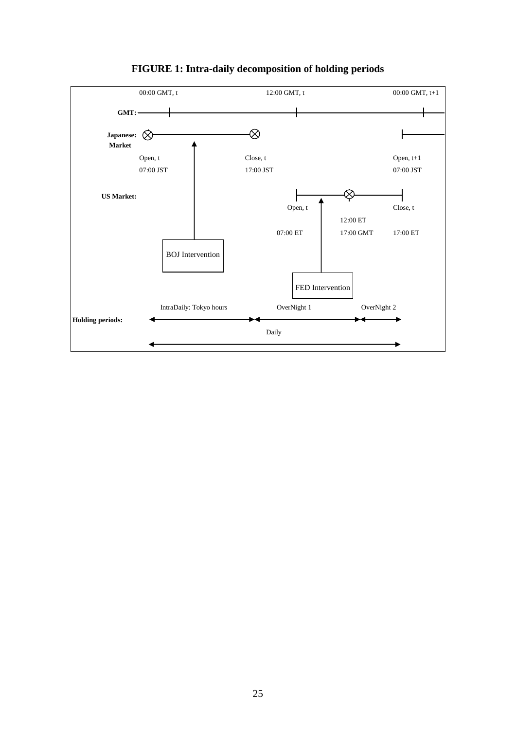**FIGURE 1: Intra-daily decomposition of holding periods**

00:00 GMT, t &nbsp;&nbsp;&nbsp; 12:00 GMT, t &nbsp;&nbsp;&nbsp; 00:00 GMT, t+1

**GMT:**

**Japanese: Market**

Open, t &nbsp;&nbsp;&nbsp; Close, t &nbsp;&nbsp;&nbsp; Open, t+1

07:00 JST &nbsp;&nbsp;&nbsp; 17:00 JST &nbsp;&nbsp;&nbsp; 07:00 JST

**US Market:**

Open, t &nbsp;&nbsp;&nbsp; Close, t

12:00 ET

07:00 ET &nbsp;&nbsp;&nbsp; 17:00 GMT &nbsp;&nbsp;&nbsp; 17:00 ET

BOJ Intervention

FED Intervention

IntraDaily: Tokyo hours &nbsp;&nbsp;&nbsp; OverNight 1 &nbsp;&nbsp;&nbsp; OverNight 2

**Holding periods:**

Daily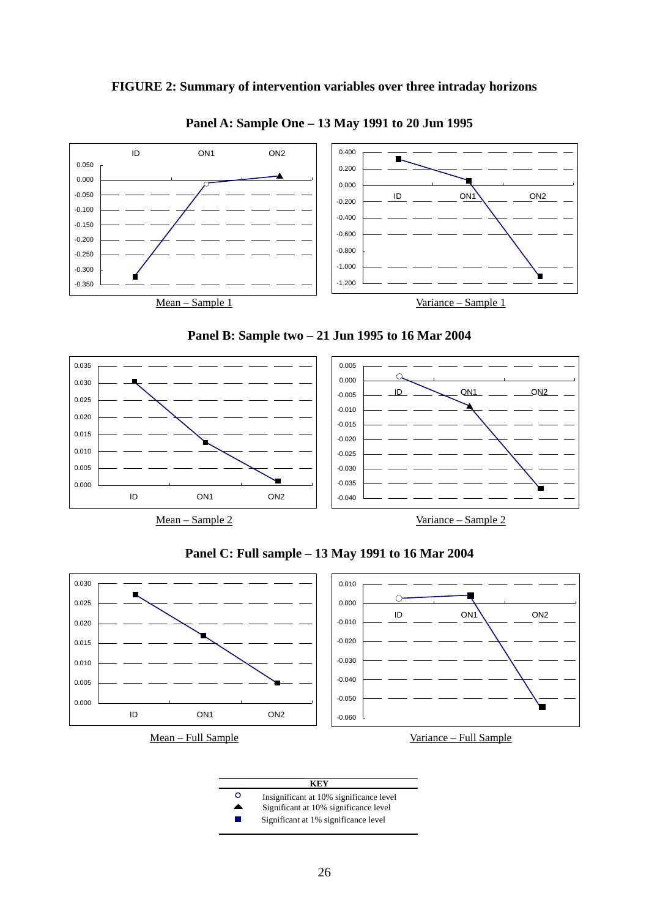**FIGURE 2: Summary of intervention variables over three intraday horizons**

**Panel A: Sample One – 13 May 1991 to 20 Jun 1995**

ID ON1 ON2
0.050
0.000
-0.050
-0.100
-0.150
-0.200
-0.250
-0.300
-0.350

Mean – Sample 1

0.400
0.200
0.000
-0.200
-0.400
-0.600
-0.800
-1.000
-1.200
ID ON1 ON2

Variance – Sample 1

**Panel B: Sample two – 21 Jun 1995 to 16 Mar 2004**

0.035
0.030
0.025
0.020
0.015
0.010
0.005
0.000
ID ON1 ON2

Mean – Sample 2

0.005
0.000
-0.005
-0.010
-0.015
-0.020
-0.025
-0.030
-0.035
-0.040
ID ON1 ON2

Variance – Sample 2

**Panel C: Full sample – 13 May 1991 to 16 Mar 2004**

0.030
0.025
0.020
0.015
0.010
0.005
0.000
ID ON1 ON2

Mean – Full Sample

0.010
0.000
-0.010
-0.020
-0.030
-0.040
-0.050
-0.060
ID ON1 ON2

Variance – Full Sample

**KEY**

○ Insignificant at 10% significance level

▲ Significant at 10% significance level

■ Significant at 1% significance level